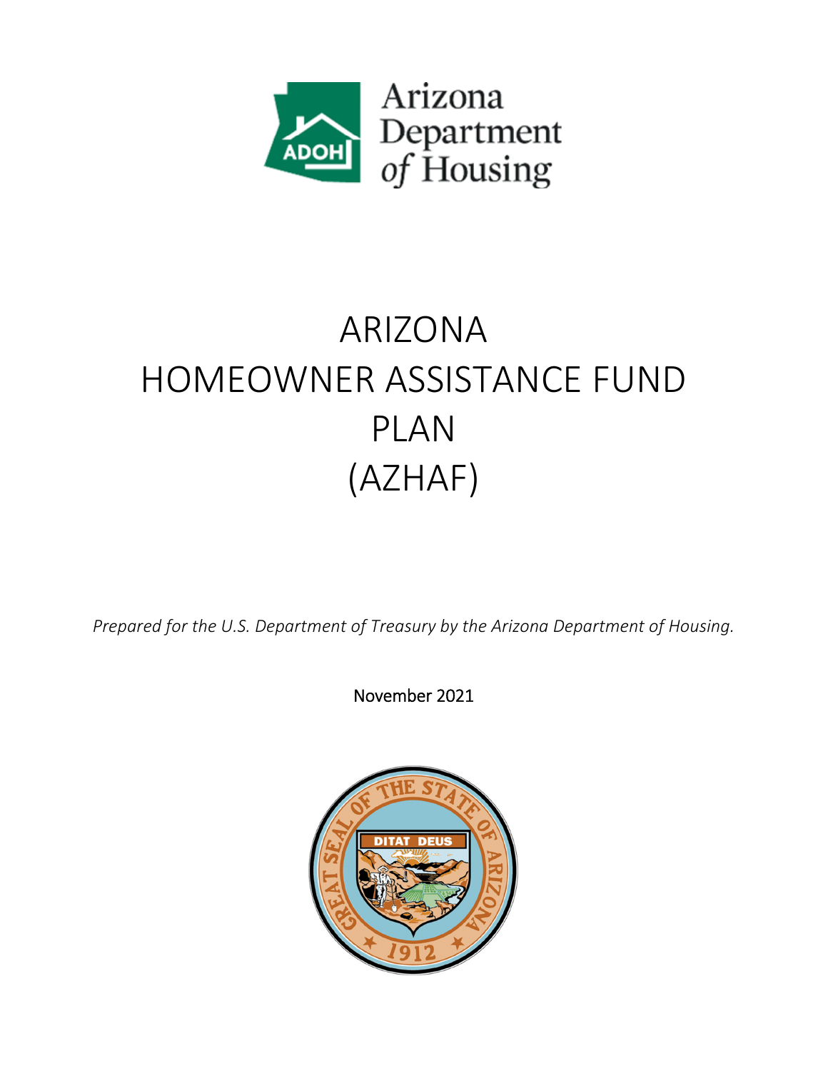Arizona Department of Housing

# ARIZONA HOMEOWNER ASSISTANCE FUND PLAN (AZHAF)

*Prepared for the U.S. Department of Treasury by the Arizona Department of Housing.*

November 2021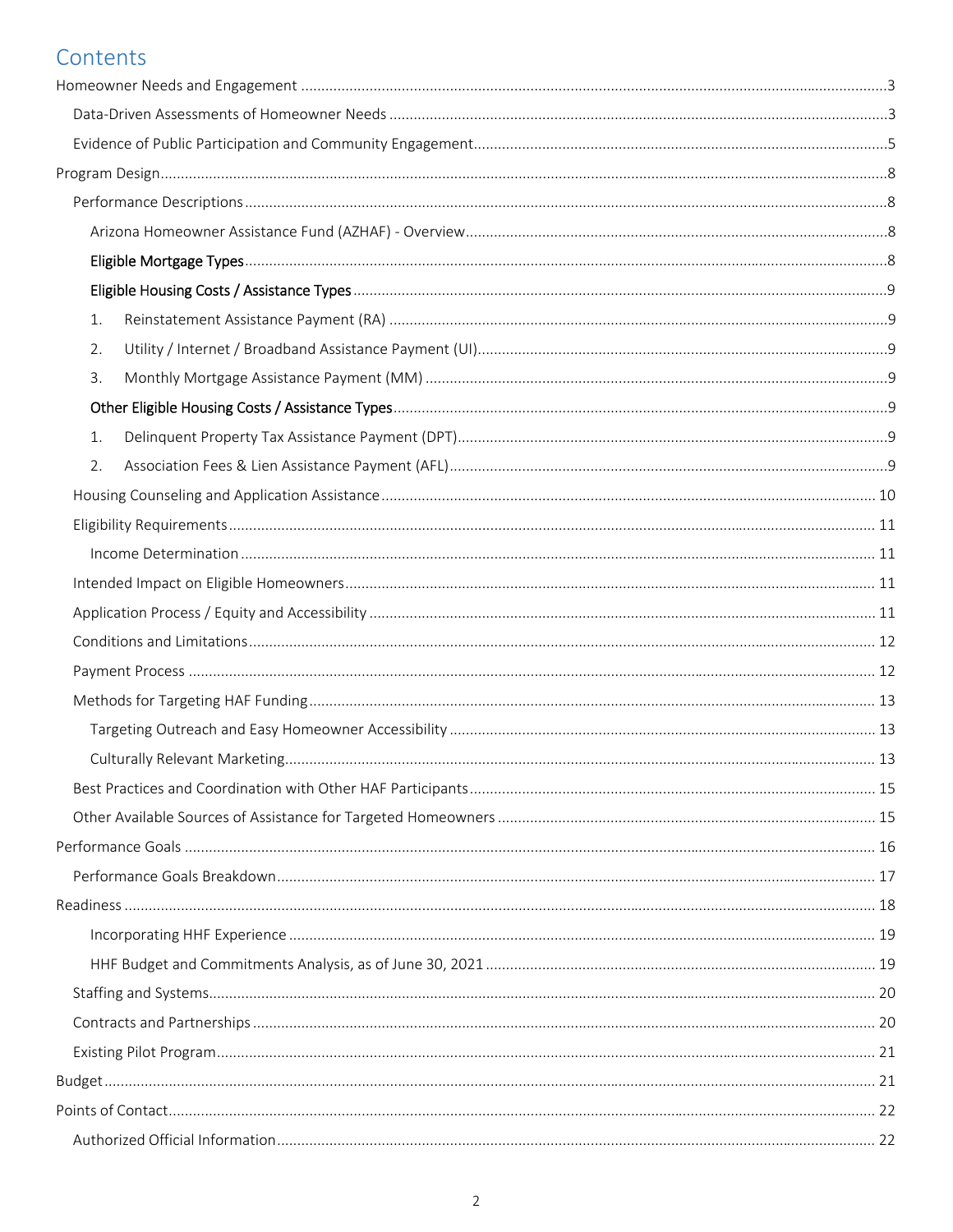# Contents

- Homeowner Needs and Engagement ....... 3
  - Data-Driven Assessments of Homeowner Needs ....... 3
  - Evidence of Public Participation and Community Engagement ....... 5
- Program Design ....... 8
  - Performance Descriptions ....... 8
    - Arizona Homeowner Assistance Fund (AZHAF) - Overview ....... 8
    - **Eligible Mortgage Types** ....... 8
    - **Eligible Housing Costs / Assistance Types** ....... 9
      1. Reinstatement Assistance Payment (RA) ....... 9
      2. Utility / Internet / Broadband Assistance Payment (UI) ....... 9
      3. Monthly Mortgage Assistance Payment (MM) ....... 9
    - **Other Eligible Housing Costs / Assistance Types** ....... 9
      1. Delinquent Property Tax Assistance Payment (DPT) ....... 9
      2. Association Fees & Lien Assistance Payment (AFL) ....... 9
  - Housing Counseling and Application Assistance ....... 10
  - Eligibility Requirements ....... 11
    - Income Determination ....... 11
  - Intended Impact on Eligible Homeowners ....... 11
  - Application Process / Equity and Accessibility ....... 11
  - Conditions and Limitations ....... 12
  - Payment Process ....... 12
  - Methods for Targeting HAF Funding ....... 13
    - Targeting Outreach and Easy Homeowner Accessibility ....... 13
    - Culturally Relevant Marketing ....... 13
  - Best Practices and Coordination with Other HAF Participants ....... 15
  - Other Available Sources of Assistance for Targeted Homeowners ....... 15
- Performance Goals ....... 16
  - Performance Goals Breakdown ....... 17
- Readiness ....... 18
    - Incorporating HHF Experience ....... 19
    - HHF Budget and Commitments Analysis, as of June 30, 2021 ....... 19
  - Staffing and Systems ....... 20
  - Contracts and Partnerships ....... 20
  - Existing Pilot Program ....... 21
- Budget ....... 21
- Points of Contact ....... 22
  - Authorized Official Information ....... 22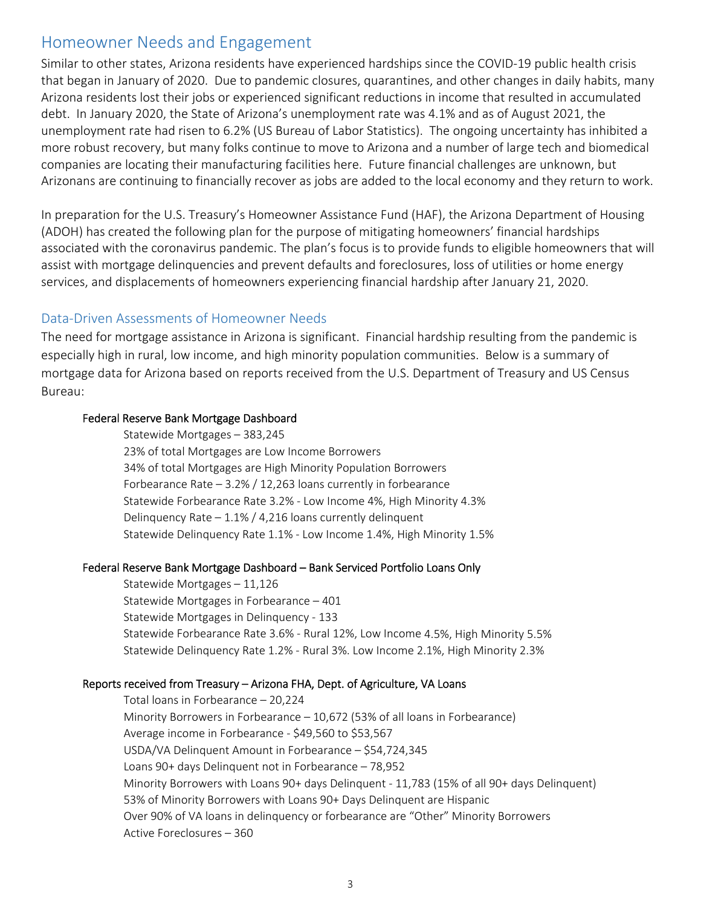## Homeowner Needs and Engagement

Similar to other states, Arizona residents have experienced hardships since the COVID-19 public health crisis that began in January of 2020. Due to pandemic closures, quarantines, and other changes in daily habits, many Arizona residents lost their jobs or experienced significant reductions in income that resulted in accumulated debt. In January 2020, the State of Arizona's unemployment rate was 4.1% and as of August 2021, the unemployment rate had risen to 6.2% (US Bureau of Labor Statistics). The ongoing uncertainty has inhibited a more robust recovery, but many folks continue to move to Arizona and a number of large tech and biomedical companies are locating their manufacturing facilities here. Future financial challenges are unknown, but Arizonans are continuing to financially recover as jobs are added to the local economy and they return to work.

In preparation for the U.S. Treasury's Homeowner Assistance Fund (HAF), the Arizona Department of Housing (ADOH) has created the following plan for the purpose of mitigating homeowners' financial hardships associated with the coronavirus pandemic. The plan's focus is to provide funds to eligible homeowners that will assist with mortgage delinquencies and prevent defaults and foreclosures, loss of utilities or home energy services, and displacements of homeowners experiencing financial hardship after January 21, 2020.

### Data-Driven Assessments of Homeowner Needs

The need for mortgage assistance in Arizona is significant. Financial hardship resulting from the pandemic is especially high in rural, low income, and high minority population communities. Below is a summary of mortgage data for Arizona based on reports received from the U.S. Department of Treasury and US Census Bureau:

**Federal Reserve Bank Mortgage Dashboard**

- Statewide Mortgages – 383,245
- 23% of total Mortgages are Low Income Borrowers
- 34% of total Mortgages are High Minority Population Borrowers
- Forbearance Rate – 3.2% / 12,263 loans currently in forbearance
- Statewide Forbearance Rate 3.2% - Low Income 4%, High Minority 4.3%
- Delinquency Rate – 1.1% / 4,216 loans currently delinquent
- Statewide Delinquency Rate 1.1% - Low Income 1.4%, High Minority 1.5%

**Federal Reserve Bank Mortgage Dashboard – Bank Serviced Portfolio Loans Only**

- Statewide Mortgages – 11,126
- Statewide Mortgages in Forbearance – 401
- Statewide Mortgages in Delinquency - 133
- Statewide Forbearance Rate 3.6% - Rural 12%, Low Income 4.5%, High Minority 5.5%
- Statewide Delinquency Rate 1.2% - Rural 3%. Low Income 2.1%, High Minority 2.3%

**Reports received from Treasury – Arizona FHA, Dept. of Agriculture, VA Loans**

- Total loans in Forbearance – 20,224
- Minority Borrowers in Forbearance – 10,672 (53% of all loans in Forbearance)
- Average income in Forbearance - $49,560 to $53,567
- USDA/VA Delinquent Amount in Forbearance – $54,724,345
- Loans 90+ days Delinquent not in Forbearance – 78,952
- Minority Borrowers with Loans 90+ days Delinquent - 11,783 (15% of all 90+ days Delinquent)
- 53% of Minority Borrowers with Loans 90+ Days Delinquent are Hispanic
- Over 90% of VA loans in delinquency or forbearance are "Other" Minority Borrowers
- Active Foreclosures – 360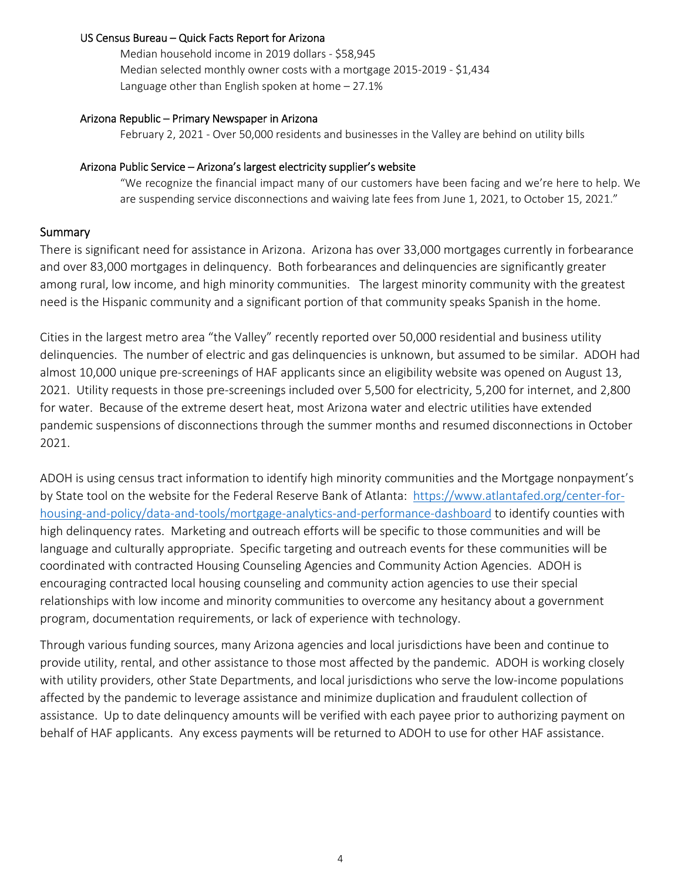US Census Bureau – Quick Facts Report for Arizona

Median household income in 2019 dollars - $58,945
Median selected monthly owner costs with a mortgage 2015-2019 - $1,434
Language other than English spoken at home – 27.1%

Arizona Republic – Primary Newspaper in Arizona

February 2, 2021 - Over 50,000 residents and businesses in the Valley are behind on utility bills

Arizona Public Service – Arizona's largest electricity supplier's website

"We recognize the financial impact many of our customers have been facing and we're here to help. We are suspending service disconnections and waiving late fees from June 1, 2021, to October 15, 2021."

## Summary

There is significant need for assistance in Arizona. Arizona has over 33,000 mortgages currently in forbearance and over 83,000 mortgages in delinquency. Both forbearances and delinquencies are significantly greater among rural, low income, and high minority communities. The largest minority community with the greatest need is the Hispanic community and a significant portion of that community speaks Spanish in the home.

Cities in the largest metro area "the Valley" recently reported over 50,000 residential and business utility delinquencies. The number of electric and gas delinquencies is unknown, but assumed to be similar. ADOH had almost 10,000 unique pre-screenings of HAF applicants since an eligibility website was opened on August 13, 2021. Utility requests in those pre-screenings included over 5,500 for electricity, 5,200 for internet, and 2,800 for water. Because of the extreme desert heat, most Arizona water and electric utilities have extended pandemic suspensions of disconnections through the summer months and resumed disconnections in October 2021.

ADOH is using census tract information to identify high minority communities and the Mortgage nonpayment's by State tool on the website for the Federal Reserve Bank of Atlanta: https://www.atlantafed.org/center-for-housing-and-policy/data-and-tools/mortgage-analytics-and-performance-dashboard to identify counties with high delinquency rates. Marketing and outreach efforts will be specific to those communities and will be language and culturally appropriate. Specific targeting and outreach events for these communities will be coordinated with contracted Housing Counseling Agencies and Community Action Agencies. ADOH is encouraging contracted local housing counseling and community action agencies to use their special relationships with low income and minority communities to overcome any hesitancy about a government program, documentation requirements, or lack of experience with technology.

Through various funding sources, many Arizona agencies and local jurisdictions have been and continue to provide utility, rental, and other assistance to those most affected by the pandemic. ADOH is working closely with utility providers, other State Departments, and local jurisdictions who serve the low-income populations affected by the pandemic to leverage assistance and minimize duplication and fraudulent collection of assistance. Up to date delinquency amounts will be verified with each payee prior to authorizing payment on behalf of HAF applicants. Any excess payments will be returned to ADOH to use for other HAF assistance.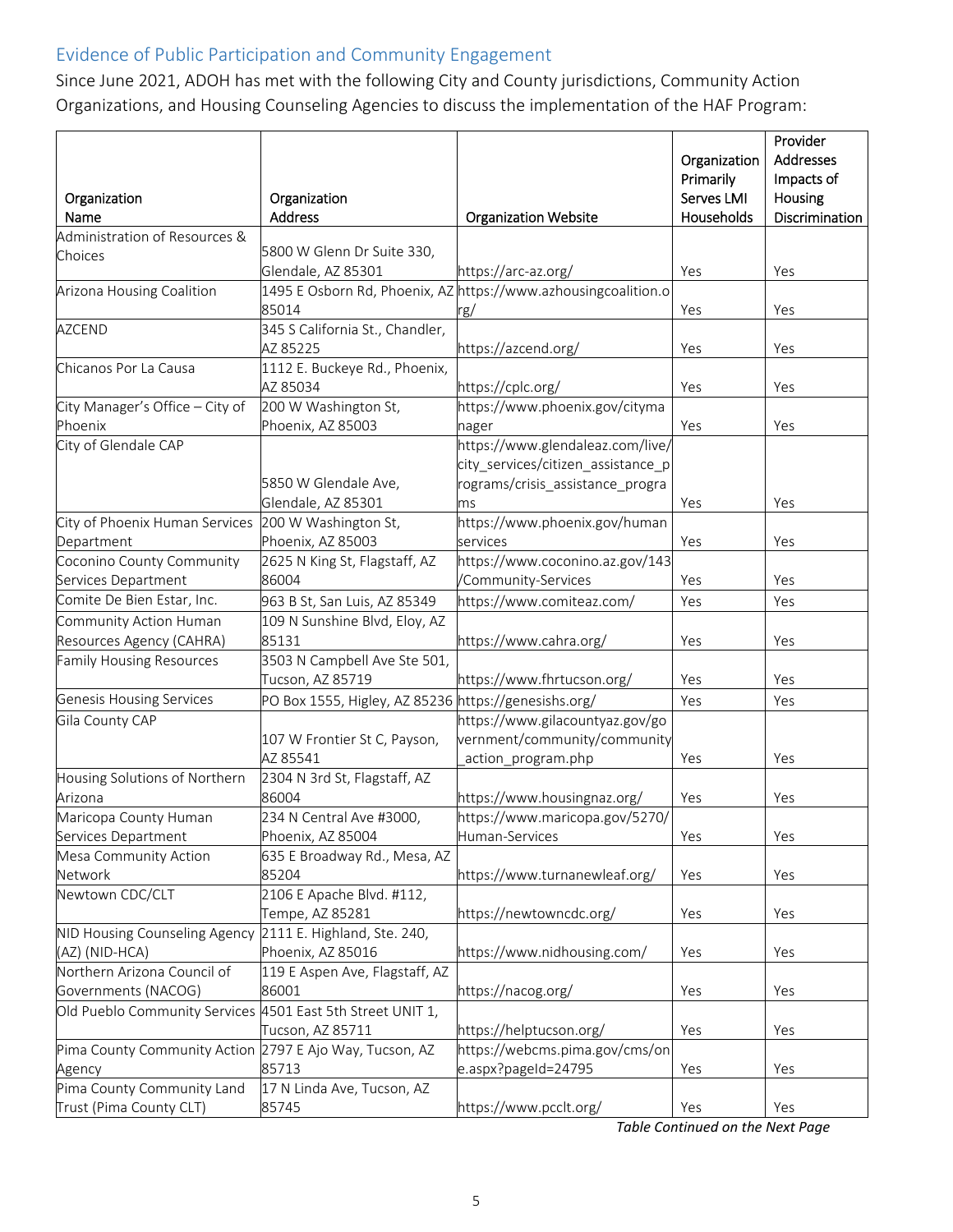## Evidence of Public Participation and Community Engagement

Since June 2021, ADOH has met with the following City and County jurisdictions, Community Action Organizations, and Housing Counseling Agencies to discuss the implementation of the HAF Program:

| Organization Name | Organization Address | Organization Website | Organization Primarily Serves LMI Households | Provider Addresses Impacts of Housing Discrimination |
|---|---|---|---|---|
| Administration of Resources & Choices | 5800 W Glenn Dr Suite 330, Glendale, AZ 85301 | https://arc-az.org/ | Yes | Yes |
| Arizona Housing Coalition | 1495 E Osborn Rd, Phoenix, AZ 85014 | https://www.azhousingcoalition.org/ | Yes | Yes |
| AZCEND | 345 S California St., Chandler, AZ 85225 | https://azcend.org/ | Yes | Yes |
| Chicanos Por La Causa | 1112 E. Buckeye Rd., Phoenix, AZ 85034 | https://cplc.org/ | Yes | Yes |
| City Manager's Office – City of Phoenix | 200 W Washington St, Phoenix, AZ 85003 | https://www.phoenix.gov/citymanager | Yes | Yes |
| City of Glendale CAP | 5850 W Glendale Ave, Glendale, AZ 85301 | https://www.glendaleaz.com/live/city_services/citizen_assistance_programs/crisis_assistance_programs | Yes | Yes |
| City of Phoenix Human Services Department | 200 W Washington St, Phoenix, AZ 85003 | https://www.phoenix.gov/humanservices | Yes | Yes |
| Coconino County Community Services Department | 2625 N King St, Flagstaff, AZ 86004 | https://www.coconino.az.gov/143/Community-Services | Yes | Yes |
| Comite De Bien Estar, Inc. | 963 B St, San Luis, AZ 85349 | https://www.comiteaz.com/ | Yes | Yes |
| Community Action Human Resources Agency (CAHRA) | 109 N Sunshine Blvd, Eloy, AZ 85131 | https://www.cahra.org/ | Yes | Yes |
| Family Housing Resources | 3503 N Campbell Ave Ste 501, Tucson, AZ 85719 | https://www.fhrtucson.org/ | Yes | Yes |
| Genesis Housing Services | PO Box 1555, Higley, AZ 85236 | https://genesishs.org/ | Yes | Yes |
| Gila County CAP | 107 W Frontier St C, Payson, AZ 85541 | https://www.gilacountyaz.gov/government/community/community_action_program.php | Yes | Yes |
| Housing Solutions of Northern Arizona | 2304 N 3rd St, Flagstaff, AZ 86004 | https://www.housingnaz.org/ | Yes | Yes |
| Maricopa County Human Services Department | 234 N Central Ave #3000, Phoenix, AZ 85004 | https://www.maricopa.gov/5270/Human-Services | Yes | Yes |
| Mesa Community Action Network | 635 E Broadway Rd., Mesa, AZ 85204 | https://www.turnanewleaf.org/ | Yes | Yes |
| Newtown CDC/CLT | 2106 E Apache Blvd. #112, Tempe, AZ 85281 | https://newtowncdc.org/ | Yes | Yes |
| NID Housing Counseling Agency (AZ) (NID-HCA) | 2111 E. Highland, Ste. 240, Phoenix, AZ 85016 | https://www.nidhousing.com/ | Yes | Yes |
| Northern Arizona Council of Governments (NACOG) | 119 E Aspen Ave, Flagstaff, AZ 86001 | https://nacog.org/ | Yes | Yes |
| Old Pueblo Community Services | 4501 East 5th Street UNIT 1, Tucson, AZ 85711 | https://helptucson.org/ | Yes | Yes |
| Pima County Community Action Agency | 2797 E Ajo Way, Tucson, AZ 85713 | https://webcms.pima.gov/cms/one.aspx?pageId=24795 | Yes | Yes |
| Pima County Community Land Trust (Pima County CLT) | 17 N Linda Ave, Tucson, AZ 85745 | https://www.pcclt.org/ | Yes | Yes |

*Table Continued on the Next Page*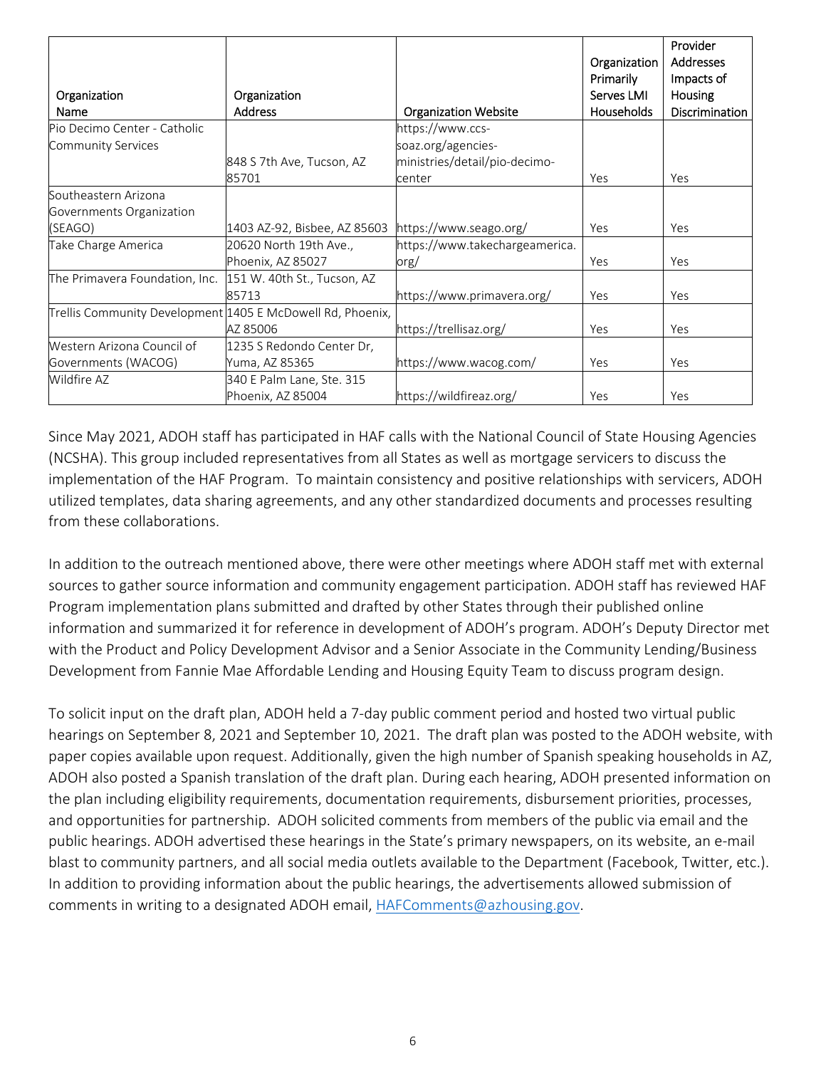| Organization Name | Organization Address | Organization Website | Organization Primarily Serves LMI Households | Provider Addresses Impacts of Housing Discrimination |
|---|---|---|---|---|
| Pio Decimo Center - Catholic Community Services | 848 S 7th Ave, Tucson, AZ 85701 | https://www.ccs-soaz.org/agencies-ministries/detail/pio-decimo-center | Yes | Yes |
| Southeastern Arizona Governments Organization (SEAGO) | 1403 AZ-92, Bisbee, AZ 85603 | https://www.seago.org/ | Yes | Yes |
| Take Charge America | 20620 North 19th Ave., Phoenix, AZ 85027 | https://www.takechargeamerica.org/ | Yes | Yes |
| The Primavera Foundation, Inc. | 151 W. 40th St., Tucson, AZ 85713 | https://www.primavera.org/ | Yes | Yes |
| Trellis Community Development | 1405 E McDowell Rd, Phoenix, AZ 85006 | https://trellisaz.org/ | Yes | Yes |
| Western Arizona Council of Governments (WACOG) | 1235 S Redondo Center Dr, Yuma, AZ 85365 | https://www.wacog.com/ | Yes | Yes |
| Wildfire AZ | 340 E Palm Lane, Ste. 315 Phoenix, AZ 85004 | https://wildfireaz.org/ | Yes | Yes |

Since May 2021, ADOH staff has participated in HAF calls with the National Council of State Housing Agencies (NCSHA). This group included representatives from all States as well as mortgage servicers to discuss the implementation of the HAF Program. To maintain consistency and positive relationships with servicers, ADOH utilized templates, data sharing agreements, and any other standardized documents and processes resulting from these collaborations.

In addition to the outreach mentioned above, there were other meetings where ADOH staff met with external sources to gather source information and community engagement participation. ADOH staff has reviewed HAF Program implementation plans submitted and drafted by other States through their published online information and summarized it for reference in development of ADOH's program. ADOH's Deputy Director met with the Product and Policy Development Advisor and a Senior Associate in the Community Lending/Business Development from Fannie Mae Affordable Lending and Housing Equity Team to discuss program design.

To solicit input on the draft plan, ADOH held a 7-day public comment period and hosted two virtual public hearings on September 8, 2021 and September 10, 2021. The draft plan was posted to the ADOH website, with paper copies available upon request. Additionally, given the high number of Spanish speaking households in AZ, ADOH also posted a Spanish translation of the draft plan. During each hearing, ADOH presented information on the plan including eligibility requirements, documentation requirements, disbursement priorities, processes, and opportunities for partnership. ADOH solicited comments from members of the public via email and the public hearings. ADOH advertised these hearings in the State's primary newspapers, on its website, an e-mail blast to community partners, and all social media outlets available to the Department (Facebook, Twitter, etc.). In addition to providing information about the public hearings, the advertisements allowed submission of comments in writing to a designated ADOH email, HAFComments@azhousing.gov.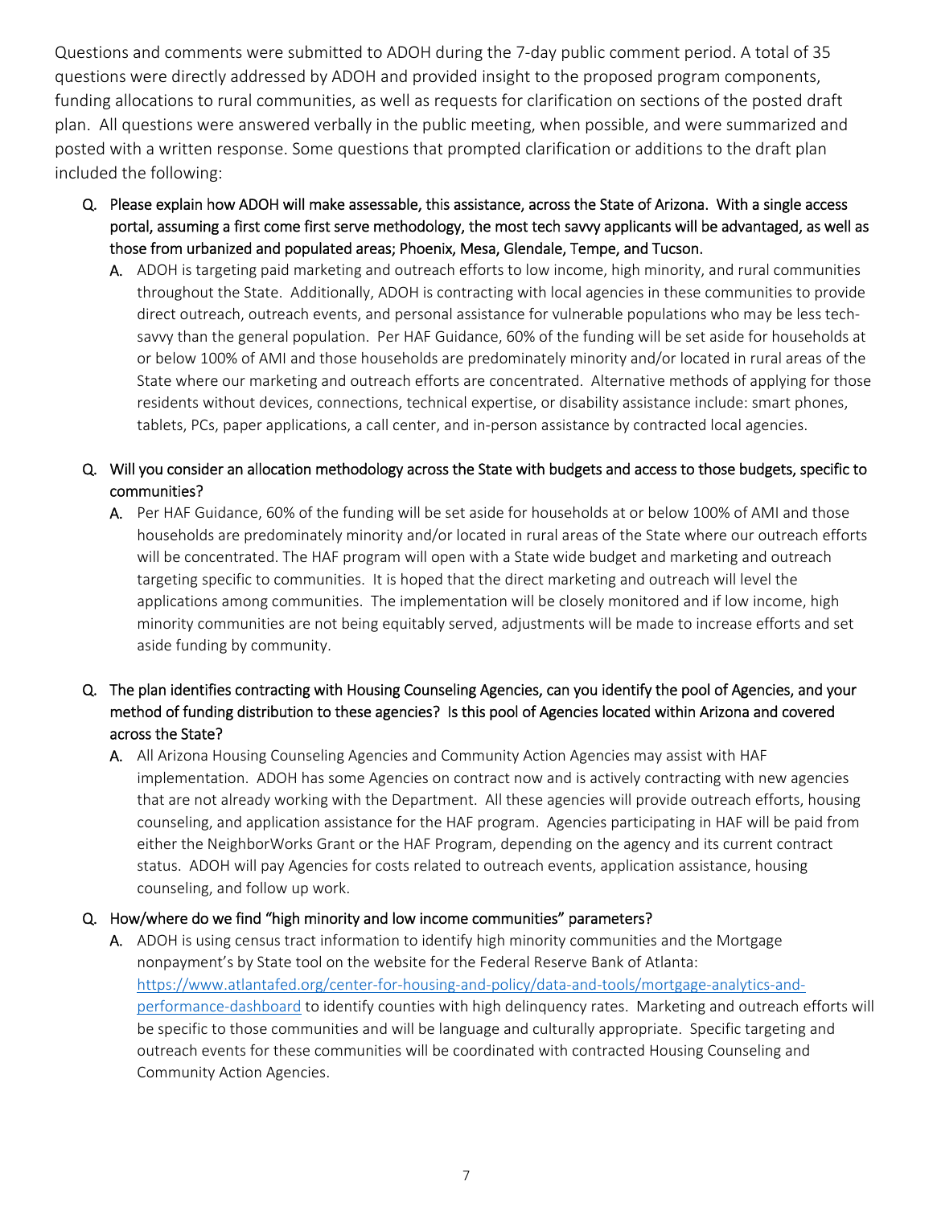Questions and comments were submitted to ADOH during the 7-day public comment period. A total of 35 questions were directly addressed by ADOH and provided insight to the proposed program components, funding allocations to rural communities, as well as requests for clarification on sections of the posted draft plan. All questions were answered verbally in the public meeting, when possible, and were summarized and posted with a written response. Some questions that prompted clarification or additions to the draft plan included the following:

**Q.** Please explain how ADOH will make assessable, this assistance, across the State of Arizona. With a single access portal, assuming a first come first serve methodology, the most tech savvy applicants will be advantaged, as well as those from urbanized and populated areas; Phoenix, Mesa, Glendale, Tempe, and Tucson.

**A.** ADOH is targeting paid marketing and outreach efforts to low income, high minority, and rural communities throughout the State. Additionally, ADOH is contracting with local agencies in these communities to provide direct outreach, outreach events, and personal assistance for vulnerable populations who may be less tech-savvy than the general population. Per HAF Guidance, 60% of the funding will be set aside for households at or below 100% of AMI and those households are predominately minority and/or located in rural areas of the State where our marketing and outreach efforts are concentrated. Alternative methods of applying for those residents without devices, connections, technical expertise, or disability assistance include: smart phones, tablets, PCs, paper applications, a call center, and in-person assistance by contracted local agencies.

**Q.** Will you consider an allocation methodology across the State with budgets and access to those budgets, specific to communities?

**A.** Per HAF Guidance, 60% of the funding will be set aside for households at or below 100% of AMI and those households are predominately minority and/or located in rural areas of the State where our outreach efforts will be concentrated. The HAF program will open with a State wide budget and marketing and outreach targeting specific to communities. It is hoped that the direct marketing and outreach will level the applications among communities. The implementation will be closely monitored and if low income, high minority communities are not being equitably served, adjustments will be made to increase efforts and set aside funding by community.

**Q.** The plan identifies contracting with Housing Counseling Agencies, can you identify the pool of Agencies, and your method of funding distribution to these agencies? Is this pool of Agencies located within Arizona and covered across the State?

**A.** All Arizona Housing Counseling Agencies and Community Action Agencies may assist with HAF implementation. ADOH has some Agencies on contract now and is actively contracting with new agencies that are not already working with the Department. All these agencies will provide outreach efforts, housing counseling, and application assistance for the HAF program. Agencies participating in HAF will be paid from either the NeighborWorks Grant or the HAF Program, depending on the agency and its current contract status. ADOH will pay Agencies for costs related to outreach events, application assistance, housing counseling, and follow up work.

**Q.** How/where do we find "high minority and low income communities" parameters?

**A.** ADOH is using census tract information to identify high minority communities and the Mortgage nonpayment's by State tool on the website for the Federal Reserve Bank of Atlanta: [https://www.atlantafed.org/center-for-housing-and-policy/data-and-tools/mortgage-analytics-and-performance-dashboard](https://www.atlantafed.org/center-for-housing-and-policy/data-and-tools/mortgage-analytics-and-performance-dashboard) to identify counties with high delinquency rates. Marketing and outreach efforts will be specific to those communities and will be language and culturally appropriate. Specific targeting and outreach events for these communities will be coordinated with contracted Housing Counseling and Community Action Agencies.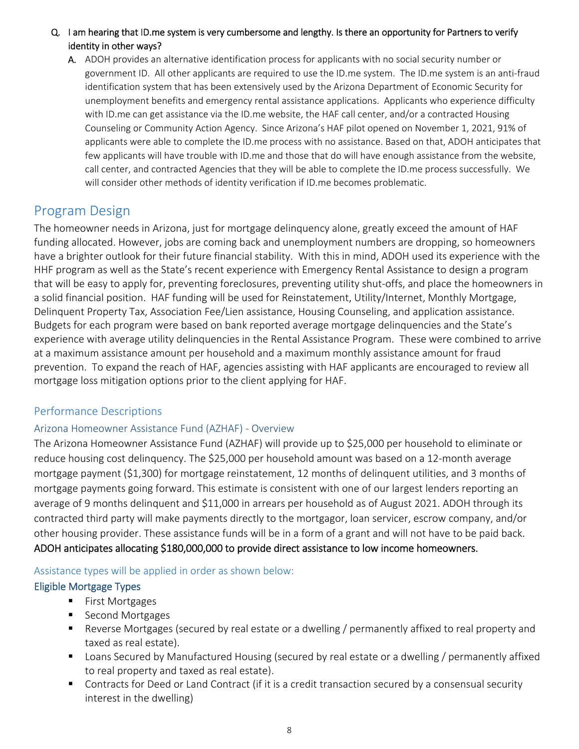- **Q. I am hearing that ID.me system is very cumbersome and lengthy. Is there an opportunity for Partners to verify identity in other ways?**
  - **A.** ADOH provides an alternative identification process for applicants with no social security number or government ID. All other applicants are required to use the ID.me system. The ID.me system is an anti-fraud identification system that has been extensively used by the Arizona Department of Economic Security for unemployment benefits and emergency rental assistance applications. Applicants who experience difficulty with ID.me can get assistance via the ID.me website, the HAF call center, and/or a contracted Housing Counseling or Community Action Agency. Since Arizona's HAF pilot opened on November 1, 2021, 91% of applicants were able to complete the ID.me process with no assistance. Based on that, ADOH anticipates that few applicants will have trouble with ID.me and those that do will have enough assistance from the website, call center, and contracted Agencies that they will be able to complete the ID.me process successfully. We will consider other methods of identity verification if ID.me becomes problematic.

## Program Design

The homeowner needs in Arizona, just for mortgage delinquency alone, greatly exceed the amount of HAF funding allocated. However, jobs are coming back and unemployment numbers are dropping, so homeowners have a brighter outlook for their future financial stability. With this in mind, ADOH used its experience with the HHF program as well as the State's recent experience with Emergency Rental Assistance to design a program that will be easy to apply for, preventing foreclosures, preventing utility shut-offs, and place the homeowners in a solid financial position. HAF funding will be used for Reinstatement, Utility/Internet, Monthly Mortgage, Delinquent Property Tax, Association Fee/Lien assistance, Housing Counseling, and application assistance. Budgets for each program were based on bank reported average mortgage delinquencies and the State's experience with average utility delinquencies in the Rental Assistance Program. These were combined to arrive at a maximum assistance amount per household and a maximum monthly assistance amount for fraud prevention. To expand the reach of HAF, agencies assisting with HAF applicants are encouraged to review all mortgage loss mitigation options prior to the client applying for HAF.

### Performance Descriptions

### Arizona Homeowner Assistance Fund (AZHAF) - Overview

The Arizona Homeowner Assistance Fund (AZHAF) will provide up to $25,000 per household to eliminate or reduce housing cost delinquency. The $25,000 per household amount was based on a 12-month average mortgage payment ($1,300) for mortgage reinstatement, 12 months of delinquent utilities, and 3 months of mortgage payments going forward. This estimate is consistent with one of our largest lenders reporting an average of 9 months delinquent and $11,000 in arrears per household as of August 2021. ADOH through its contracted third party will make payments directly to the mortgagor, loan servicer, escrow company, and/or other housing provider. These assistance funds will be in a form of a grant and will not have to be paid back. **ADOH anticipates allocating $180,000,000 to provide direct assistance to low income homeowners.**

### Assistance types will be applied in order as shown below:

### Eligible Mortgage Types

- First Mortgages
- Second Mortgages
- Reverse Mortgages (secured by real estate or a dwelling / permanently affixed to real property and taxed as real estate).
- Loans Secured by Manufactured Housing (secured by real estate or a dwelling / permanently affixed to real property and taxed as real estate).
- Contracts for Deed or Land Contract (if it is a credit transaction secured by a consensual security interest in the dwelling)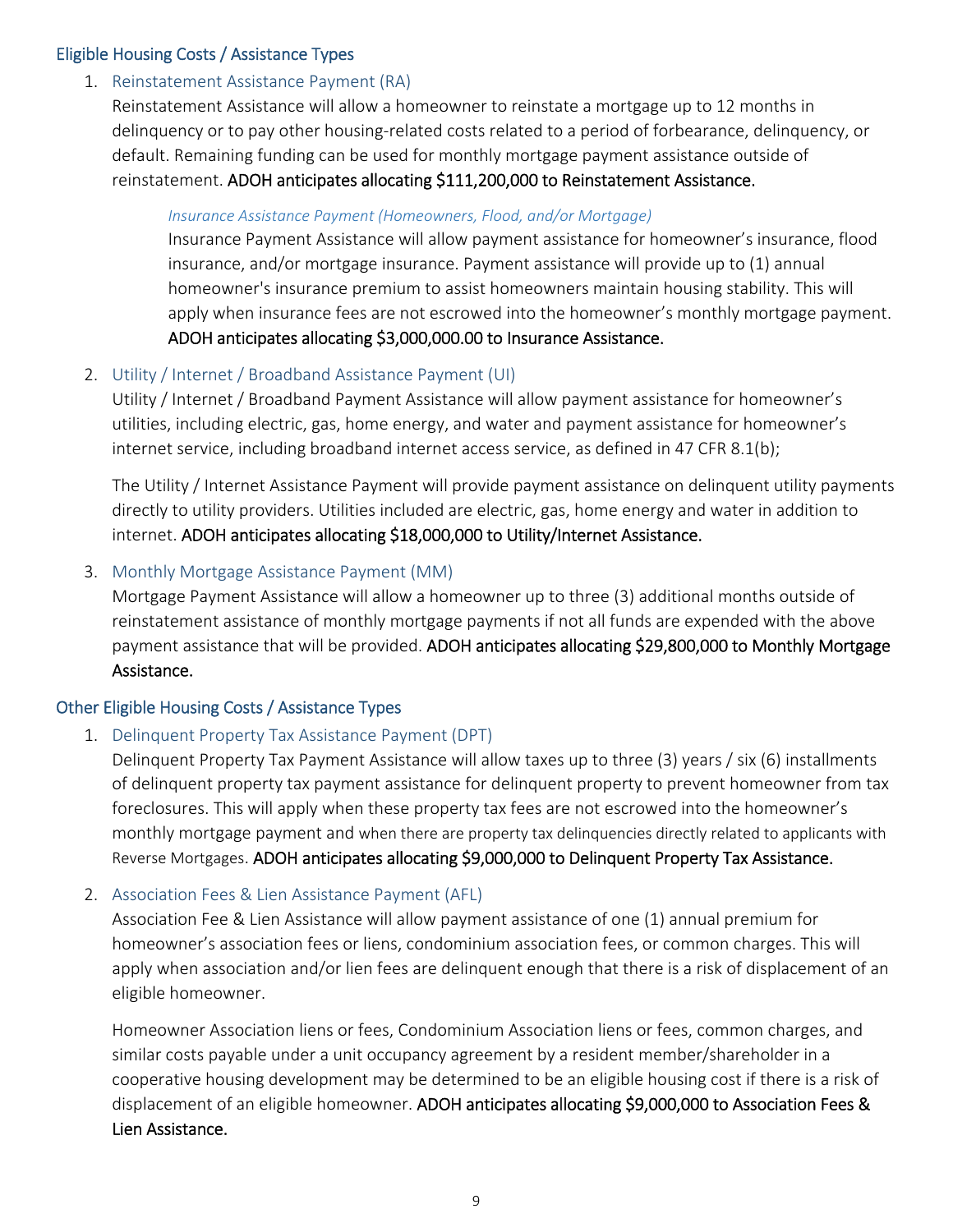## Eligible Housing Costs / Assistance Types

1. ### Reinstatement Assistance Payment (RA)

   Reinstatement Assistance will allow a homeowner to reinstate a mortgage up to 12 months in delinquency or to pay other housing-related costs related to a period of forbearance, delinquency, or default. Remaining funding can be used for monthly mortgage payment assistance outside of reinstatement. **ADOH anticipates allocating $111,200,000 to Reinstatement Assistance.**

   *Insurance Assistance Payment (Homeowners, Flood, and/or Mortgage)*

   Insurance Payment Assistance will allow payment assistance for homeowner's insurance, flood insurance, and/or mortgage insurance. Payment assistance will provide up to (1) annual homeowner's insurance premium to assist homeowners maintain housing stability. This will apply when insurance fees are not escrowed into the homeowner's monthly mortgage payment. **ADOH anticipates allocating $3,000,000.00 to Insurance Assistance.**

2. ### Utility / Internet / Broadband Assistance Payment (UI)

   Utility / Internet / Broadband Payment Assistance will allow payment assistance for homeowner's utilities, including electric, gas, home energy, and water and payment assistance for homeowner's internet service, including broadband internet access service, as defined in 47 CFR 8.1(b);

   The Utility / Internet Assistance Payment will provide payment assistance on delinquent utility payments directly to utility providers. Utilities included are electric, gas, home energy and water in addition to internet. **ADOH anticipates allocating $18,000,000 to Utility/Internet Assistance.**

3. ### Monthly Mortgage Assistance Payment (MM)

   Mortgage Payment Assistance will allow a homeowner up to three (3) additional months outside of reinstatement assistance of monthly mortgage payments if not all funds are expended with the above payment assistance that will be provided. **ADOH anticipates allocating $29,800,000 to Monthly Mortgage Assistance.**

## Other Eligible Housing Costs / Assistance Types

1. ### Delinquent Property Tax Assistance Payment (DPT)

   Delinquent Property Tax Payment Assistance will allow taxes up to three (3) years / six (6) installments of delinquent property tax payment assistance for delinquent property to prevent homeowner from tax foreclosures. This will apply when these property tax fees are not escrowed into the homeowner's monthly mortgage payment and when there are property tax delinquencies directly related to applicants with Reverse Mortgages. **ADOH anticipates allocating $9,000,000 to Delinquent Property Tax Assistance.**

2. ### Association Fees & Lien Assistance Payment (AFL)

   Association Fee & Lien Assistance will allow payment assistance of one (1) annual premium for homeowner's association fees or liens, condominium association fees, or common charges. This will apply when association and/or lien fees are delinquent enough that there is a risk of displacement of an eligible homeowner.

   Homeowner Association liens or fees, Condominium Association liens or fees, common charges, and similar costs payable under a unit occupancy agreement by a resident member/shareholder in a cooperative housing development may be determined to be an eligible housing cost if there is a risk of displacement of an eligible homeowner. **ADOH anticipates allocating $9,000,000 to Association Fees & Lien Assistance.**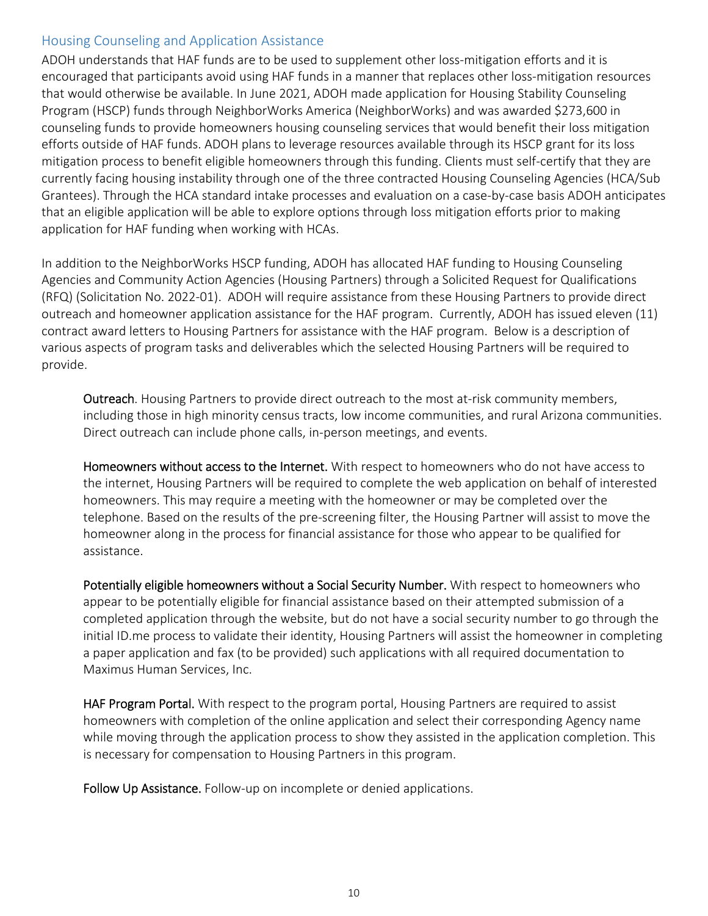## Housing Counseling and Application Assistance

ADOH understands that HAF funds are to be used to supplement other loss-mitigation efforts and it is encouraged that participants avoid using HAF funds in a manner that replaces other loss-mitigation resources that would otherwise be available. In June 2021, ADOH made application for Housing Stability Counseling Program (HSCP) funds through NeighborWorks America (NeighborWorks) and was awarded $273,600 in counseling funds to provide homeowners housing counseling services that would benefit their loss mitigation efforts outside of HAF funds. ADOH plans to leverage resources available through its HSCP grant for its loss mitigation process to benefit eligible homeowners through this funding. Clients must self-certify that they are currently facing housing instability through one of the three contracted Housing Counseling Agencies (HCA/Sub Grantees). Through the HCA standard intake processes and evaluation on a case-by-case basis ADOH anticipates that an eligible application will be able to explore options through loss mitigation efforts prior to making application for HAF funding when working with HCAs.

In addition to the NeighborWorks HSCP funding, ADOH has allocated HAF funding to Housing Counseling Agencies and Community Action Agencies (Housing Partners) through a Solicited Request for Qualifications (RFQ) (Solicitation No. 2022-01). ADOH will require assistance from these Housing Partners to provide direct outreach and homeowner application assistance for the HAF program. Currently, ADOH has issued eleven (11) contract award letters to Housing Partners for assistance with the HAF program. Below is a description of various aspects of program tasks and deliverables which the selected Housing Partners will be required to provide.

**Outreach**. Housing Partners to provide direct outreach to the most at-risk community members, including those in high minority census tracts, low income communities, and rural Arizona communities. Direct outreach can include phone calls, in-person meetings, and events.

**Homeowners without access to the Internet.** With respect to homeowners who do not have access to the internet, Housing Partners will be required to complete the web application on behalf of interested homeowners. This may require a meeting with the homeowner or may be completed over the telephone. Based on the results of the pre-screening filter, the Housing Partner will assist to move the homeowner along in the process for financial assistance for those who appear to be qualified for assistance.

**Potentially eligible homeowners without a Social Security Number.** With respect to homeowners who appear to be potentially eligible for financial assistance based on their attempted submission of a completed application through the website, but do not have a social security number to go through the initial ID.me process to validate their identity, Housing Partners will assist the homeowner in completing a paper application and fax (to be provided) such applications with all required documentation to Maximus Human Services, Inc.

**HAF Program Portal.** With respect to the program portal, Housing Partners are required to assist homeowners with completion of the online application and select their corresponding Agency name while moving through the application process to show they assisted in the application completion. This is necessary for compensation to Housing Partners in this program.

**Follow Up Assistance.** Follow-up on incomplete or denied applications.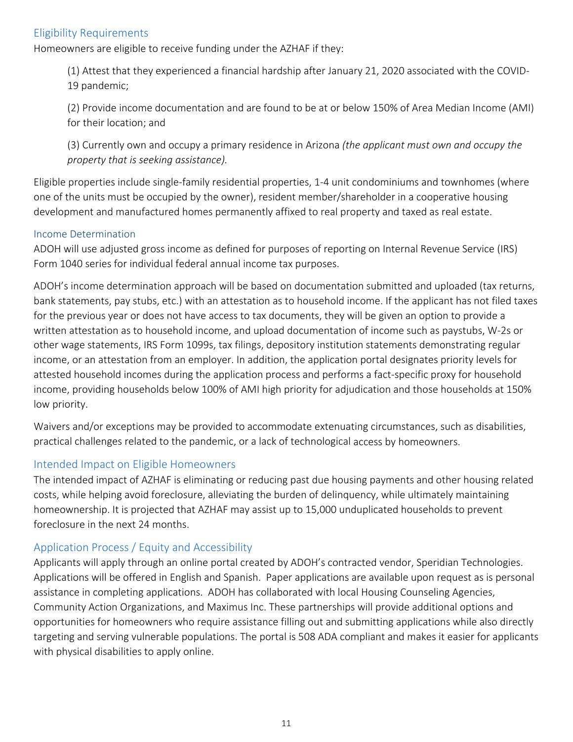## Eligibility Requirements

Homeowners are eligible to receive funding under the AZHAF if they:

(1) Attest that they experienced a financial hardship after January 21, 2020 associated with the COVID-19 pandemic;

(2) Provide income documentation and are found to be at or below 150% of Area Median Income (AMI) for their location; and

(3) Currently own and occupy a primary residence in Arizona *(the applicant must own and occupy the property that is seeking assistance).*

Eligible properties include single-family residential properties, 1-4 unit condominiums and townhomes (where one of the units must be occupied by the owner), resident member/shareholder in a cooperative housing development and manufactured homes permanently affixed to real property and taxed as real estate.

### Income Determination

ADOH will use adjusted gross income as defined for purposes of reporting on Internal Revenue Service (IRS) Form 1040 series for individual federal annual income tax purposes.

ADOH's income determination approach will be based on documentation submitted and uploaded (tax returns, bank statements, pay stubs, etc.) with an attestation as to household income. If the applicant has not filed taxes for the previous year or does not have access to tax documents, they will be given an option to provide a written attestation as to household income, and upload documentation of income such as paystubs, W-2s or other wage statements, IRS Form 1099s, tax filings, depository institution statements demonstrating regular income, or an attestation from an employer. In addition, the application portal designates priority levels for attested household incomes during the application process and performs a fact-specific proxy for household income, providing households below 100% of AMI high priority for adjudication and those households at 150% low priority.

Waivers and/or exceptions may be provided to accommodate extenuating circumstances, such as disabilities, practical challenges related to the pandemic, or a lack of technological access by homeowners.

## Intended Impact on Eligible Homeowners

The intended impact of AZHAF is eliminating or reducing past due housing payments and other housing related costs, while helping avoid foreclosure, alleviating the burden of delinquency, while ultimately maintaining homeownership. It is projected that AZHAF may assist up to 15,000 unduplicated households to prevent foreclosure in the next 24 months.

## Application Process / Equity and Accessibility

Applicants will apply through an online portal created by ADOH's contracted vendor, Speridian Technologies. Applications will be offered in English and Spanish. Paper applications are available upon request as is personal assistance in completing applications. ADOH has collaborated with local Housing Counseling Agencies, Community Action Organizations, and Maximus Inc. These partnerships will provide additional options and opportunities for homeowners who require assistance filling out and submitting applications while also directly targeting and serving vulnerable populations. The portal is 508 ADA compliant and makes it easier for applicants with physical disabilities to apply online.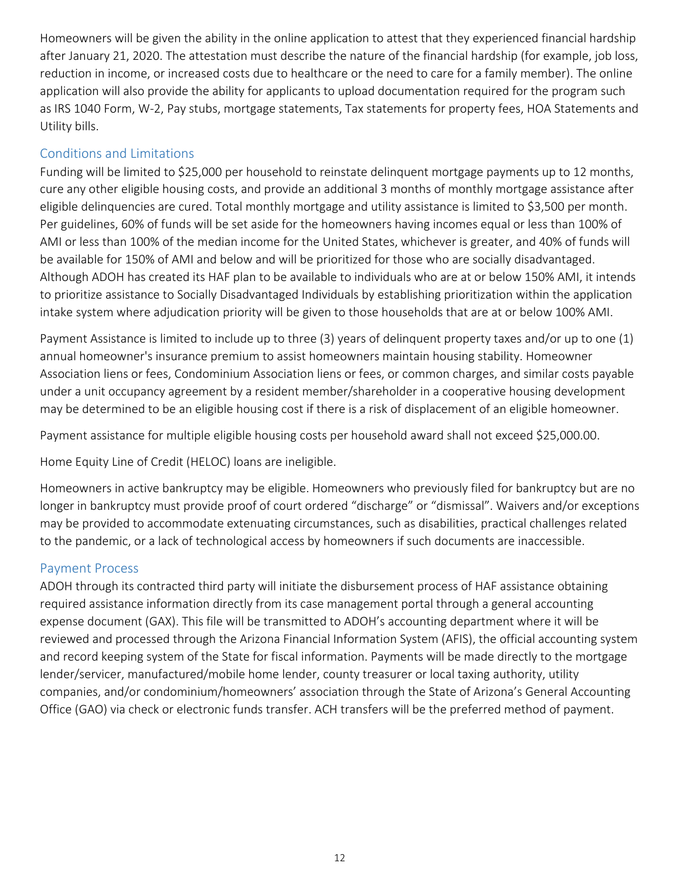Homeowners will be given the ability in the online application to attest that they experienced financial hardship after January 21, 2020. The attestation must describe the nature of the financial hardship (for example, job loss, reduction in income, or increased costs due to healthcare or the need to care for a family member). The online application will also provide the ability for applicants to upload documentation required for the program such as IRS 1040 Form, W-2, Pay stubs, mortgage statements, Tax statements for property fees, HOA Statements and Utility bills.

## Conditions and Limitations

Funding will be limited to $25,000 per household to reinstate delinquent mortgage payments up to 12 months, cure any other eligible housing costs, and provide an additional 3 months of monthly mortgage assistance after eligible delinquencies are cured. Total monthly mortgage and utility assistance is limited to $3,500 per month. Per guidelines, 60% of funds will be set aside for the homeowners having incomes equal or less than 100% of AMI or less than 100% of the median income for the United States, whichever is greater, and 40% of funds will be available for 150% of AMI and below and will be prioritized for those who are socially disadvantaged. Although ADOH has created its HAF plan to be available to individuals who are at or below 150% AMI, it intends to prioritize assistance to Socially Disadvantaged Individuals by establishing prioritization within the application intake system where adjudication priority will be given to those households that are at or below 100% AMI.

Payment Assistance is limited to include up to three (3) years of delinquent property taxes and/or up to one (1) annual homeowner's insurance premium to assist homeowners maintain housing stability. Homeowner Association liens or fees, Condominium Association liens or fees, or common charges, and similar costs payable under a unit occupancy agreement by a resident member/shareholder in a cooperative housing development may be determined to be an eligible housing cost if there is a risk of displacement of an eligible homeowner.

Payment assistance for multiple eligible housing costs per household award shall not exceed $25,000.00.

Home Equity Line of Credit (HELOC) loans are ineligible.

Homeowners in active bankruptcy may be eligible. Homeowners who previously filed for bankruptcy but are no longer in bankruptcy must provide proof of court ordered "discharge" or "dismissal". Waivers and/or exceptions may be provided to accommodate extenuating circumstances, such as disabilities, practical challenges related to the pandemic, or a lack of technological access by homeowners if such documents are inaccessible.

## Payment Process

ADOH through its contracted third party will initiate the disbursement process of HAF assistance obtaining required assistance information directly from its case management portal through a general accounting expense document (GAX). This file will be transmitted to ADOH's accounting department where it will be reviewed and processed through the Arizona Financial Information System (AFIS), the official accounting system and record keeping system of the State for fiscal information. Payments will be made directly to the mortgage lender/servicer, manufactured/mobile home lender, county treasurer or local taxing authority, utility companies, and/or condominium/homeowners' association through the State of Arizona's General Accounting Office (GAO) via check or electronic funds transfer. ACH transfers will be the preferred method of payment.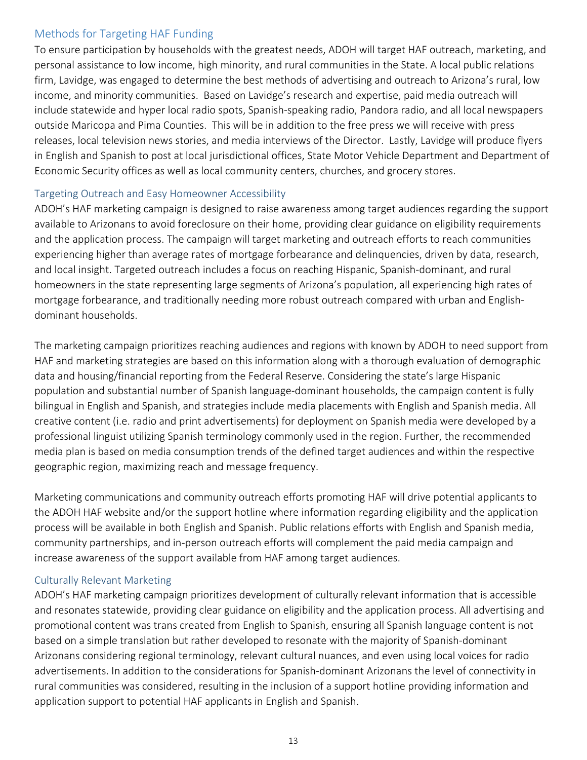## Methods for Targeting HAF Funding

To ensure participation by households with the greatest needs, ADOH will target HAF outreach, marketing, and personal assistance to low income, high minority, and rural communities in the State. A local public relations firm, Lavidge, was engaged to determine the best methods of advertising and outreach to Arizona's rural, low income, and minority communities. Based on Lavidge's research and expertise, paid media outreach will include statewide and hyper local radio spots, Spanish-speaking radio, Pandora radio, and all local newspapers outside Maricopa and Pima Counties. This will be in addition to the free press we will receive with press releases, local television news stories, and media interviews of the Director. Lastly, Lavidge will produce flyers in English and Spanish to post at local jurisdictional offices, State Motor Vehicle Department and Department of Economic Security offices as well as local community centers, churches, and grocery stores.

### Targeting Outreach and Easy Homeowner Accessibility

ADOH's HAF marketing campaign is designed to raise awareness among target audiences regarding the support available to Arizonans to avoid foreclosure on their home, providing clear guidance on eligibility requirements and the application process. The campaign will target marketing and outreach efforts to reach communities experiencing higher than average rates of mortgage forbearance and delinquencies, driven by data, research, and local insight. Targeted outreach includes a focus on reaching Hispanic, Spanish-dominant, and rural homeowners in the state representing large segments of Arizona's population, all experiencing high rates of mortgage forbearance, and traditionally needing more robust outreach compared with urban and English-dominant households.

The marketing campaign prioritizes reaching audiences and regions with known by ADOH to need support from HAF and marketing strategies are based on this information along with a thorough evaluation of demographic data and housing/financial reporting from the Federal Reserve. Considering the state's large Hispanic population and substantial number of Spanish language-dominant households, the campaign content is fully bilingual in English and Spanish, and strategies include media placements with English and Spanish media. All creative content (i.e. radio and print advertisements) for deployment on Spanish media were developed by a professional linguist utilizing Spanish terminology commonly used in the region. Further, the recommended media plan is based on media consumption trends of the defined target audiences and within the respective geographic region, maximizing reach and message frequency.

Marketing communications and community outreach efforts promoting HAF will drive potential applicants to the ADOH HAF website and/or the support hotline where information regarding eligibility and the application process will be available in both English and Spanish. Public relations efforts with English and Spanish media, community partnerships, and in-person outreach efforts will complement the paid media campaign and increase awareness of the support available from HAF among target audiences.

### Culturally Relevant Marketing

ADOH's HAF marketing campaign prioritizes development of culturally relevant information that is accessible and resonates statewide, providing clear guidance on eligibility and the application process. All advertising and promotional content was trans created from English to Spanish, ensuring all Spanish language content is not based on a simple translation but rather developed to resonate with the majority of Spanish-dominant Arizonans considering regional terminology, relevant cultural nuances, and even using local voices for radio advertisements. In addition to the considerations for Spanish-dominant Arizonans the level of connectivity in rural communities was considered, resulting in the inclusion of a support hotline providing information and application support to potential HAF applicants in English and Spanish.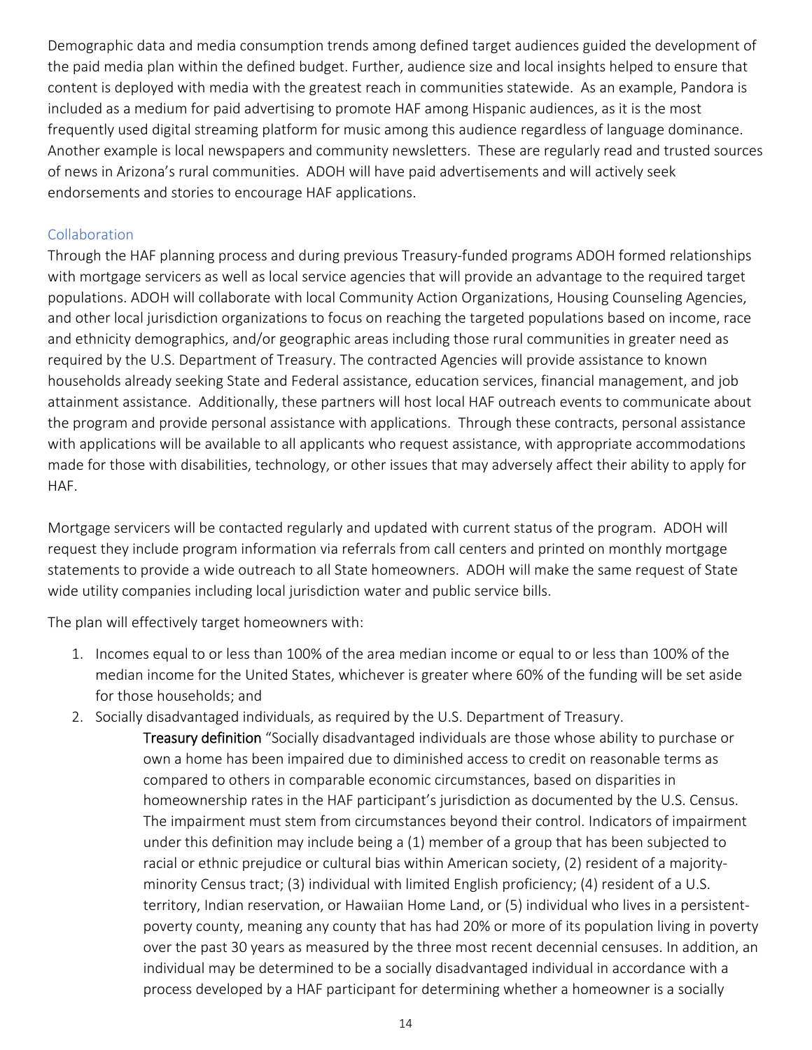Demographic data and media consumption trends among defined target audiences guided the development of the paid media plan within the defined budget. Further, audience size and local insights helped to ensure that content is deployed with media with the greatest reach in communities statewide. As an example, Pandora is included as a medium for paid advertising to promote HAF among Hispanic audiences, as it is the most frequently used digital streaming platform for music among this audience regardless of language dominance. Another example is local newspapers and community newsletters. These are regularly read and trusted sources of news in Arizona's rural communities. ADOH will have paid advertisements and will actively seek endorsements and stories to encourage HAF applications.

### Collaboration

Through the HAF planning process and during previous Treasury-funded programs ADOH formed relationships with mortgage servicers as well as local service agencies that will provide an advantage to the required target populations. ADOH will collaborate with local Community Action Organizations, Housing Counseling Agencies, and other local jurisdiction organizations to focus on reaching the targeted populations based on income, race and ethnicity demographics, and/or geographic areas including those rural communities in greater need as required by the U.S. Department of Treasury. The contracted Agencies will provide assistance to known households already seeking State and Federal assistance, education services, financial management, and job attainment assistance. Additionally, these partners will host local HAF outreach events to communicate about the program and provide personal assistance with applications. Through these contracts, personal assistance with applications will be available to all applicants who request assistance, with appropriate accommodations made for those with disabilities, technology, or other issues that may adversely affect their ability to apply for HAF.

Mortgage servicers will be contacted regularly and updated with current status of the program. ADOH will request they include program information via referrals from call centers and printed on monthly mortgage statements to provide a wide outreach to all State homeowners. ADOH will make the same request of State wide utility companies including local jurisdiction water and public service bills.

The plan will effectively target homeowners with:

1. Incomes equal to or less than 100% of the area median income or equal to or less than 100% of the median income for the United States, whichever is greater where 60% of the funding will be set aside for those households; and
2. Socially disadvantaged individuals, as required by the U.S. Department of Treasury.

   **Treasury definition** "Socially disadvantaged individuals are those whose ability to purchase or own a home has been impaired due to diminished access to credit on reasonable terms as compared to others in comparable economic circumstances, based on disparities in homeownership rates in the HAF participant's jurisdiction as documented by the U.S. Census. The impairment must stem from circumstances beyond their control. Indicators of impairment under this definition may include being a (1) member of a group that has been subjected to racial or ethnic prejudice or cultural bias within American society, (2) resident of a majority-minority Census tract; (3) individual with limited English proficiency; (4) resident of a U.S. territory, Indian reservation, or Hawaiian Home Land, or (5) individual who lives in a persistent-poverty county, meaning any county that has had 20% or more of its population living in poverty over the past 30 years as measured by the three most recent decennial censuses. In addition, an individual may be determined to be a socially disadvantaged individual in accordance with a process developed by a HAF participant for determining whether a homeowner is a socially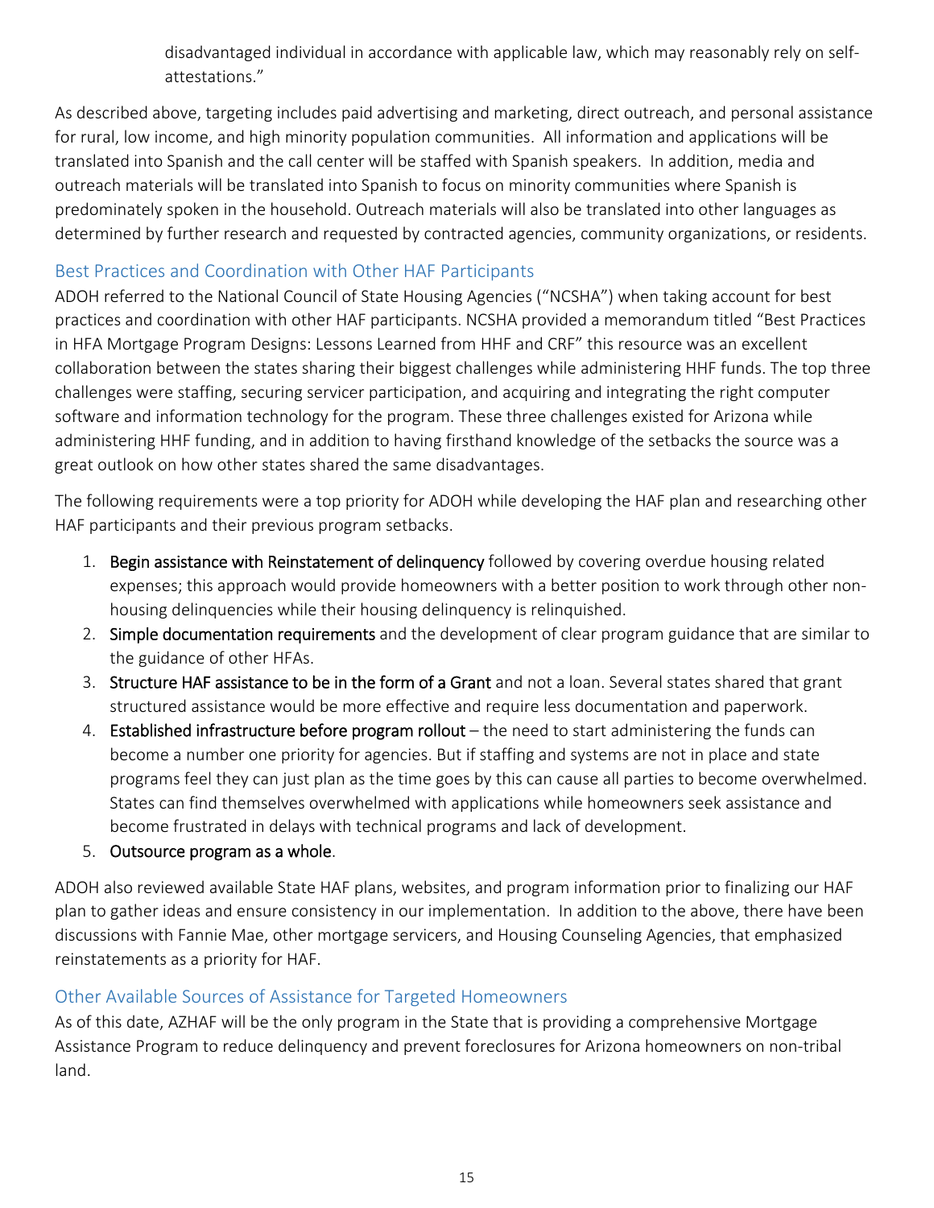disadvantaged individual in accordance with applicable law, which may reasonably rely on self-attestations."

As described above, targeting includes paid advertising and marketing, direct outreach, and personal assistance for rural, low income, and high minority population communities. All information and applications will be translated into Spanish and the call center will be staffed with Spanish speakers. In addition, media and outreach materials will be translated into Spanish to focus on minority communities where Spanish is predominately spoken in the household. Outreach materials will also be translated into other languages as determined by further research and requested by contracted agencies, community organizations, or residents.

## Best Practices and Coordination with Other HAF Participants

ADOH referred to the National Council of State Housing Agencies ("NCSHA") when taking account for best practices and coordination with other HAF participants. NCSHA provided a memorandum titled "Best Practices in HFA Mortgage Program Designs: Lessons Learned from HHF and CRF" this resource was an excellent collaboration between the states sharing their biggest challenges while administering HHF funds. The top three challenges were staffing, securing servicer participation, and acquiring and integrating the right computer software and information technology for the program. These three challenges existed for Arizona while administering HHF funding, and in addition to having firsthand knowledge of the setbacks the source was a great outlook on how other states shared the same disadvantages.

The following requirements were a top priority for ADOH while developing the HAF plan and researching other HAF participants and their previous program setbacks.

1. **Begin assistance with Reinstatement of delinquency** followed by covering overdue housing related expenses; this approach would provide homeowners with a better position to work through other non-housing delinquencies while their housing delinquency is relinquished.
2. **Simple documentation requirements** and the development of clear program guidance that are similar to the guidance of other HFAs.
3. **Structure HAF assistance to be in the form of a Grant** and not a loan. Several states shared that grant structured assistance would be more effective and require less documentation and paperwork.
4. **Established infrastructure before program rollout** – the need to start administering the funds can become a number one priority for agencies. But if staffing and systems are not in place and state programs feel they can just plan as the time goes by this can cause all parties to become overwhelmed. States can find themselves overwhelmed with applications while homeowners seek assistance and become frustrated in delays with technical programs and lack of development.
5. **Outsource program as a whole**.

ADOH also reviewed available State HAF plans, websites, and program information prior to finalizing our HAF plan to gather ideas and ensure consistency in our implementation. In addition to the above, there have been discussions with Fannie Mae, other mortgage servicers, and Housing Counseling Agencies, that emphasized reinstatements as a priority for HAF.

## Other Available Sources of Assistance for Targeted Homeowners

As of this date, AZHAF will be the only program in the State that is providing a comprehensive Mortgage Assistance Program to reduce delinquency and prevent foreclosures for Arizona homeowners on non-tribal land.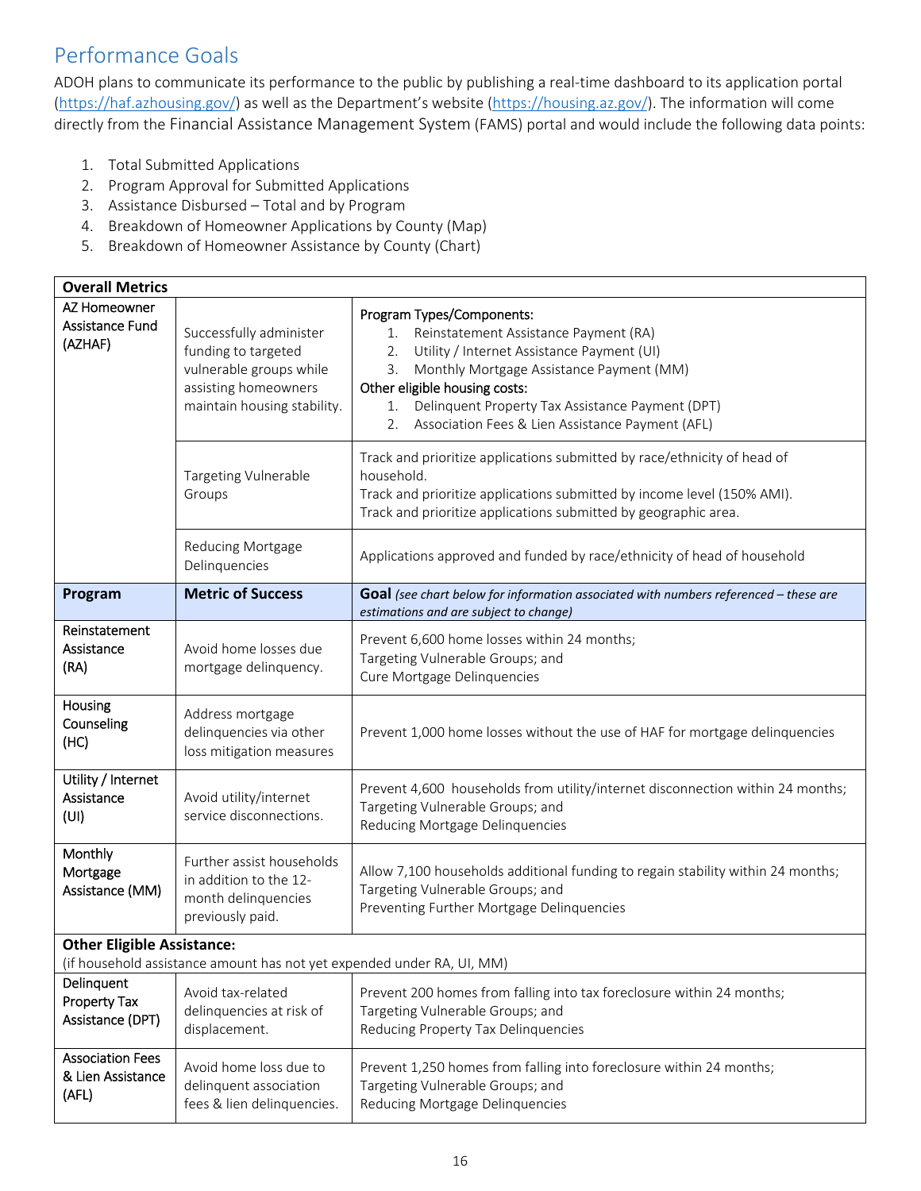## Performance Goals

ADOH plans to communicate its performance to the public by publishing a real-time dashboard to its application portal (https://haf.azhousing.gov/) as well as the Department's website (https://housing.az.gov/). The information will come directly from the Financial Assistance Management System (FAMS) portal and would include the following data points:

1. Total Submitted Applications
2. Program Approval for Submitted Applications
3. Assistance Disbursed – Total and by Program
4. Breakdown of Homeowner Applications by County (Map)
5. Breakdown of Homeowner Assistance by County (Chart)

| **Overall Metrics** | | |
|---|---|---|
| AZ Homeowner Assistance Fund (AZHAF) | Successfully administer funding to targeted vulnerable groups while assisting homeowners maintain housing stability. | Program Types/Components:<br>1. Reinstatement Assistance Payment (RA)<br>2. Utility / Internet Assistance Payment (UI)<br>3. Monthly Mortgage Assistance Payment (MM)<br>Other eligible housing costs:<br>1. Delinquent Property Tax Assistance Payment (DPT)<br>2. Association Fees & Lien Assistance Payment (AFL) |
| | Targeting Vulnerable Groups | Track and prioritize applications submitted by race/ethnicity of head of household.<br>Track and prioritize applications submitted by income level (150% AMI).<br>Track and prioritize applications submitted by geographic area. |
| | Reducing Mortgage Delinquencies | Applications approved and funded by race/ethnicity of head of household |
| **Program** | **Metric of Success** | **Goal** *(see chart below for information associated with numbers referenced – these are estimations and are subject to change)* |
| Reinstatement Assistance (RA) | Avoid home losses due mortgage delinquency. | Prevent 6,600 home losses within 24 months;<br>Targeting Vulnerable Groups; and<br>Cure Mortgage Delinquencies |
| Housing Counseling (HC) | Address mortgage delinquencies via other loss mitigation measures | Prevent 1,000 home losses without the use of HAF for mortgage delinquencies |
| Utility / Internet Assistance (UI) | Avoid utility/internet service disconnections. | Prevent 4,600 households from utility/internet disconnection within 24 months;<br>Targeting Vulnerable Groups; and<br>Reducing Mortgage Delinquencies |
| Monthly Mortgage Assistance (MM) | Further assist households in addition to the 12-month delinquencies previously paid. | Allow 7,100 households additional funding to regain stability within 24 months;<br>Targeting Vulnerable Groups; and<br>Preventing Further Mortgage Delinquencies |
| **Other Eligible Assistance:**<br>(if household assistance amount has not yet expended under RA, UI, MM) | | |
| Delinquent Property Tax Assistance (DPT) | Avoid tax-related delinquencies at risk of displacement. | Prevent 200 homes from falling into tax foreclosure within 24 months;<br>Targeting Vulnerable Groups; and<br>Reducing Property Tax Delinquencies |
| Association Fees & Lien Assistance (AFL) | Avoid home loss due to delinquent association fees & lien delinquencies. | Prevent 1,250 homes from falling into foreclosure within 24 months;<br>Targeting Vulnerable Groups; and<br>Reducing Mortgage Delinquencies |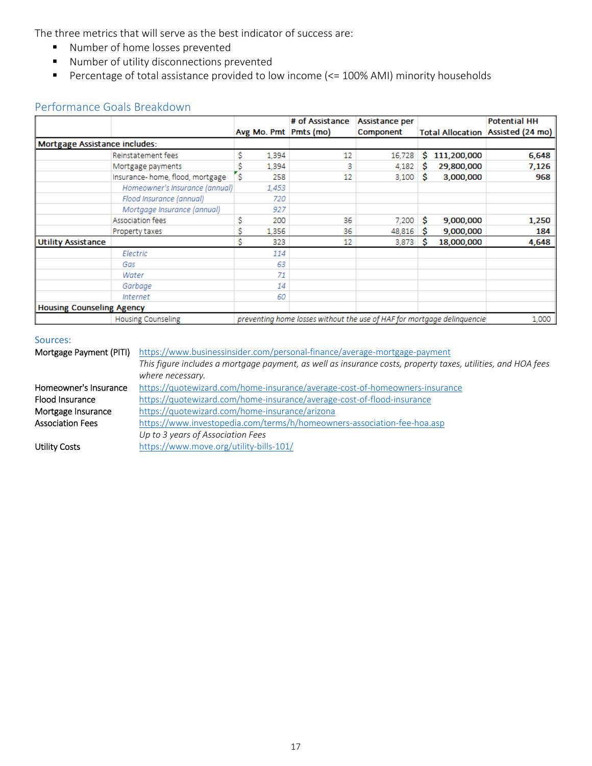The three metrics that will serve as the best indicator of success are:

- Number of home losses prevented
- Number of utility disconnections prevented
- Percentage of total assistance provided to low income (<= 100% AMI) minority households

## Performance Goals Breakdown

| | | Avg Mo. Pmt | # of Assistance Pmts (mo) | Assistance per Component | Total Allocation | Potential HH Assisted (24 mo) |
|---|---|---|---|---|---|---|
| **Mortgage Assistance includes:** | | | | | | |
| | Reinstatement fees | $ 1,394 | 12 | 16,728 | **$ 111,200,000** | **6,648** |
| | Mortgage payments | $ 1,394 | 3 | 4,182 | **$ 29,800,000** | **7,126** |
| | Insurance- home, flood, mortgage | $ 258 | 12 | 3,100 | **$ 3,000,000** | **968** |
| | *Homeowner's Insurance (annual)* | *1,453* | | | | |
| | *Flood Insurance (annual)* | *720* | | | | |
| | *Mortgage Insurance (annual)* | *927* | | | | |
| | Association fees | $ 200 | 36 | 7,200 | **$ 9,000,000** | **1,250** |
| | Property taxes | $ 1,356 | 36 | 48,816 | **$ 9,000,000** | **184** |
| **Utility Assistance** | | $ 323 | 12 | 3,873 | **$ 18,000,000** | **4,648** |
| | *Electric* | *114* | | | | |
| | *Gas* | *63* | | | | |
| | *Water* | *71* | | | | |
| | *Garbage* | *14* | | | | |
| | *Internet* | *60* | | | | |
| **Housing Counseling Agency** | | | | | | |
| | Housing Counseling | *preventing home losses without the use of HAF for mortgage delinquencie* | | | | 1,000 |

### Sources:

Mortgage Payment (PITI) https://www.businessinsider.com/personal-finance/average-mortgage-payment
*This figure includes a mortgage payment, as well as insurance costs, property taxes, utilities, and HOA fees where necessary.*

Homeowner's Insurance https://quotewizard.com/home-insurance/average-cost-of-homeowners-insurance

Flood Insurance https://quotewizard.com/home-insurance/average-cost-of-flood-insurance

Mortgage Insurance https://quotewizard.com/home-insurance/arizona

Association Fees https://www.investopedia.com/terms/h/homeowners-association-fee-hoa.asp
*Up to 3 years of Association Fees*

Utility Costs https://www.move.org/utility-bills-101/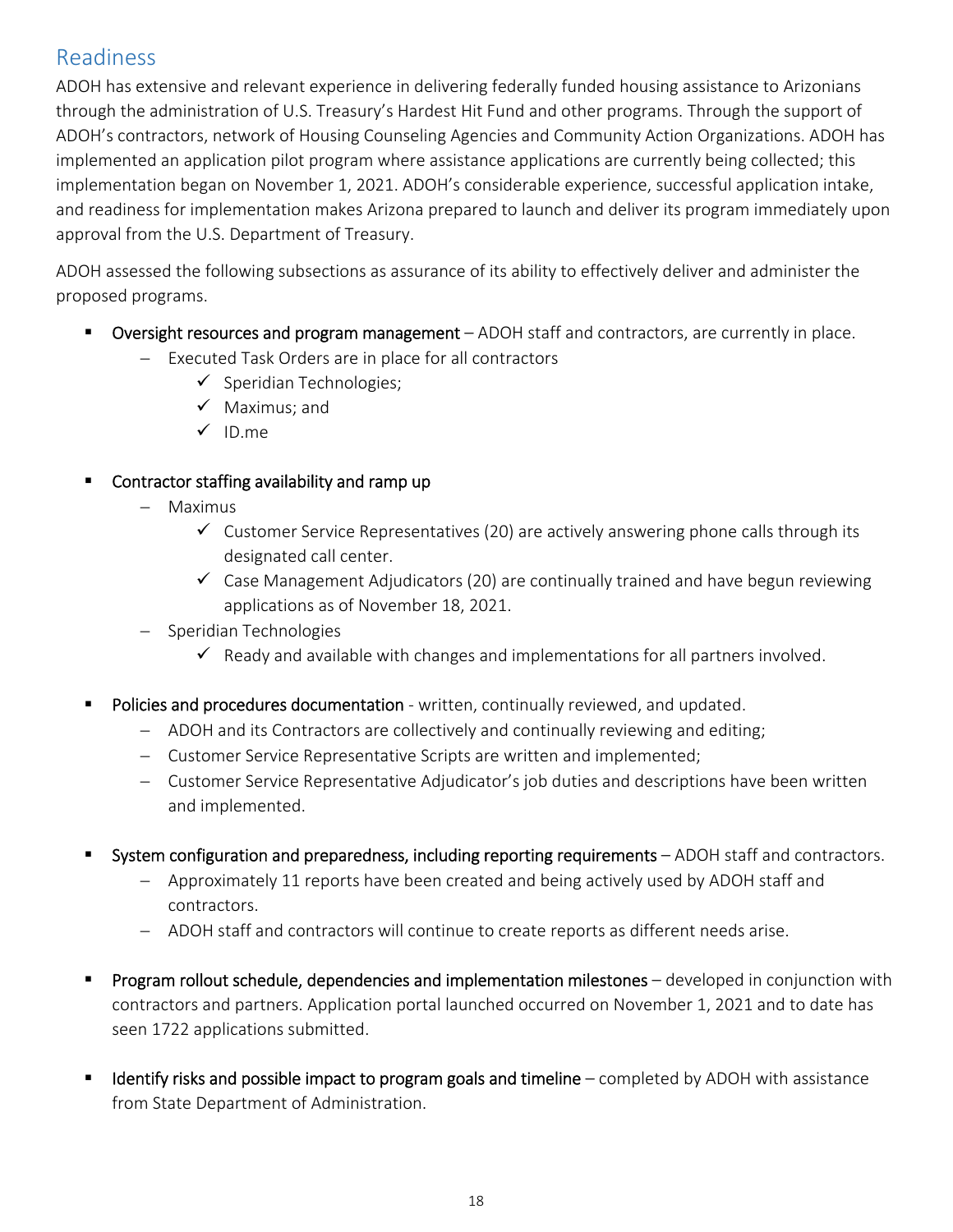## Readiness

ADOH has extensive and relevant experience in delivering federally funded housing assistance to Arizonians through the administration of U.S. Treasury's Hardest Hit Fund and other programs. Through the support of ADOH's contractors, network of Housing Counseling Agencies and Community Action Organizations. ADOH has implemented an application pilot program where assistance applications are currently being collected; this implementation began on November 1, 2021. ADOH's considerable experience, successful application intake, and readiness for implementation makes Arizona prepared to launch and deliver its program immediately upon approval from the U.S. Department of Treasury.

ADOH assessed the following subsections as assurance of its ability to effectively deliver and administer the proposed programs.

- Oversight resources and program management – ADOH staff and contractors, are currently in place.
  - Executed Task Orders are in place for all contractors
    - ✓ Speridian Technologies;
    - ✓ Maximus; and
    - ✓ ID.me

- Contractor staffing availability and ramp up
  - Maximus
    - ✓ Customer Service Representatives (20) are actively answering phone calls through its designated call center.
    - ✓ Case Management Adjudicators (20) are continually trained and have begun reviewing applications as of November 18, 2021.
  - Speridian Technologies
    - ✓ Ready and available with changes and implementations for all partners involved.

- Policies and procedures documentation - written, continually reviewed, and updated.
  - ADOH and its Contractors are collectively and continually reviewing and editing;
  - Customer Service Representative Scripts are written and implemented;
  - Customer Service Representative Adjudicator's job duties and descriptions have been written and implemented.

- System configuration and preparedness, including reporting requirements – ADOH staff and contractors.
  - Approximately 11 reports have been created and being actively used by ADOH staff and contractors.
  - ADOH staff and contractors will continue to create reports as different needs arise.

- Program rollout schedule, dependencies and implementation milestones – developed in conjunction with contractors and partners. Application portal launched occurred on November 1, 2021 and to date has seen 1722 applications submitted.

- Identify risks and possible impact to program goals and timeline – completed by ADOH with assistance from State Department of Administration.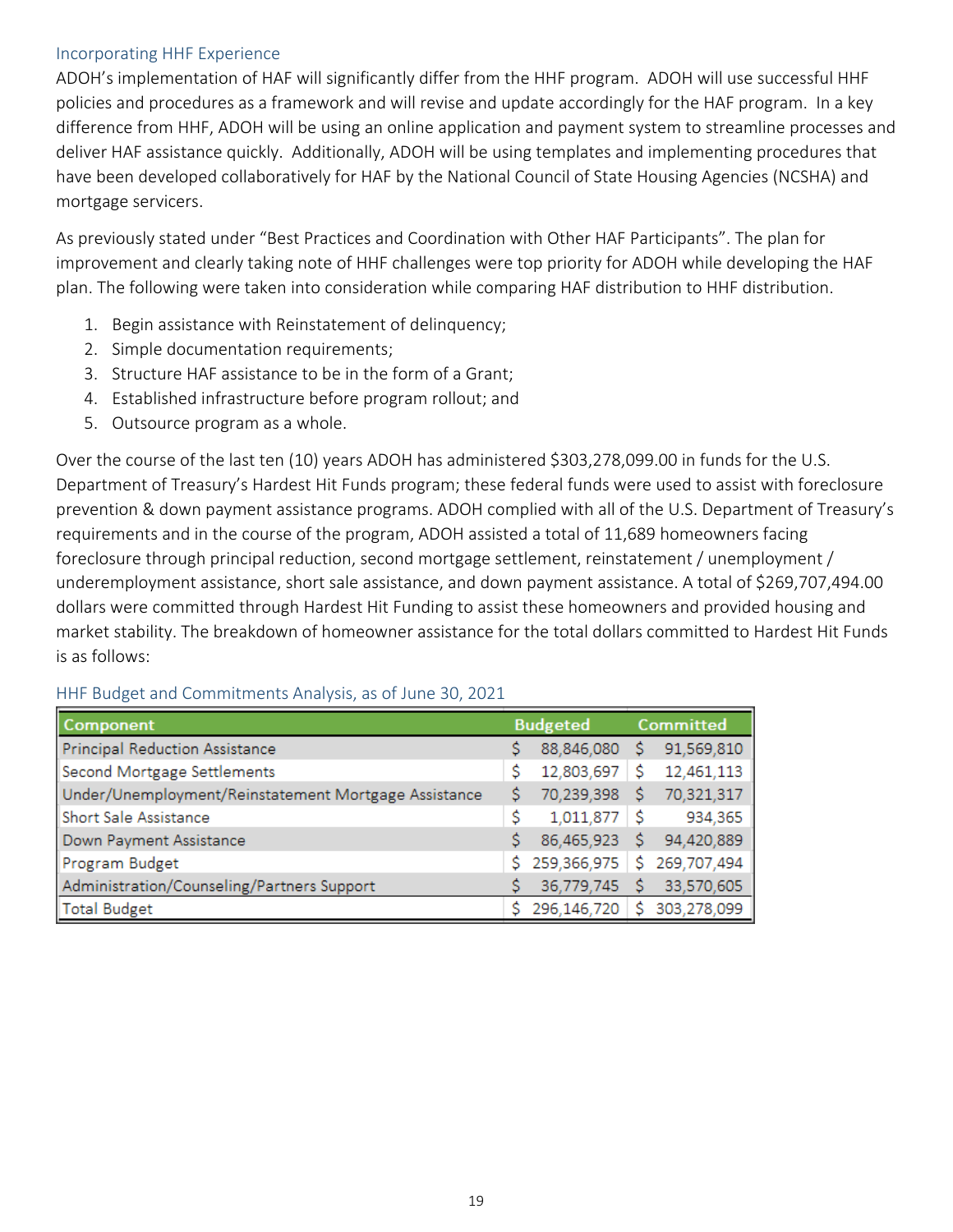## Incorporating HHF Experience

ADOH's implementation of HAF will significantly differ from the HHF program. ADOH will use successful HHF policies and procedures as a framework and will revise and update accordingly for the HAF program. In a key difference from HHF, ADOH will be using an online application and payment system to streamline processes and deliver HAF assistance quickly. Additionally, ADOH will be using templates and implementing procedures that have been developed collaboratively for HAF by the National Council of State Housing Agencies (NCSHA) and mortgage servicers.

As previously stated under "Best Practices and Coordination with Other HAF Participants". The plan for improvement and clearly taking note of HHF challenges were top priority for ADOH while developing the HAF plan. The following were taken into consideration while comparing HAF distribution to HHF distribution.

1. Begin assistance with Reinstatement of delinquency;
2. Simple documentation requirements;
3. Structure HAF assistance to be in the form of a Grant;
4. Established infrastructure before program rollout; and
5. Outsource program as a whole.

Over the course of the last ten (10) years ADOH has administered $303,278,099.00 in funds for the U.S. Department of Treasury's Hardest Hit Funds program; these federal funds were used to assist with foreclosure prevention & down payment assistance programs. ADOH complied with all of the U.S. Department of Treasury's requirements and in the course of the program, ADOH assisted a total of 11,689 homeowners facing foreclosure through principal reduction, second mortgage settlement, reinstatement / unemployment / underemployment assistance, short sale assistance, and down payment assistance. A total of $269,707,494.00 dollars were committed through Hardest Hit Funding to assist these homeowners and provided housing and market stability. The breakdown of homeowner assistance for the total dollars committed to Hardest Hit Funds is as follows:

## HHF Budget and Commitments Analysis, as of June 30, 2021

| Component | Budgeted | Committed |
|---|---|---|
| Principal Reduction Assistance | $ 88,846,080 | $ 91,569,810 |
| Second Mortgage Settlements | $ 12,803,697 | $ 12,461,113 |
| Under/Unemployment/Reinstatement Mortgage Assistance | $ 70,239,398 | $ 70,321,317 |
| Short Sale Assistance | $ 1,011,877 | $ 934,365 |
| Down Payment Assistance | $ 86,465,923 | $ 94,420,889 |
| Program Budget | $ 259,366,975 | $ 269,707,494 |
| Administration/Counseling/Partners Support | $ 36,779,745 | $ 33,570,605 |
| Total Budget | $ 296,146,720 | $ 303,278,099 |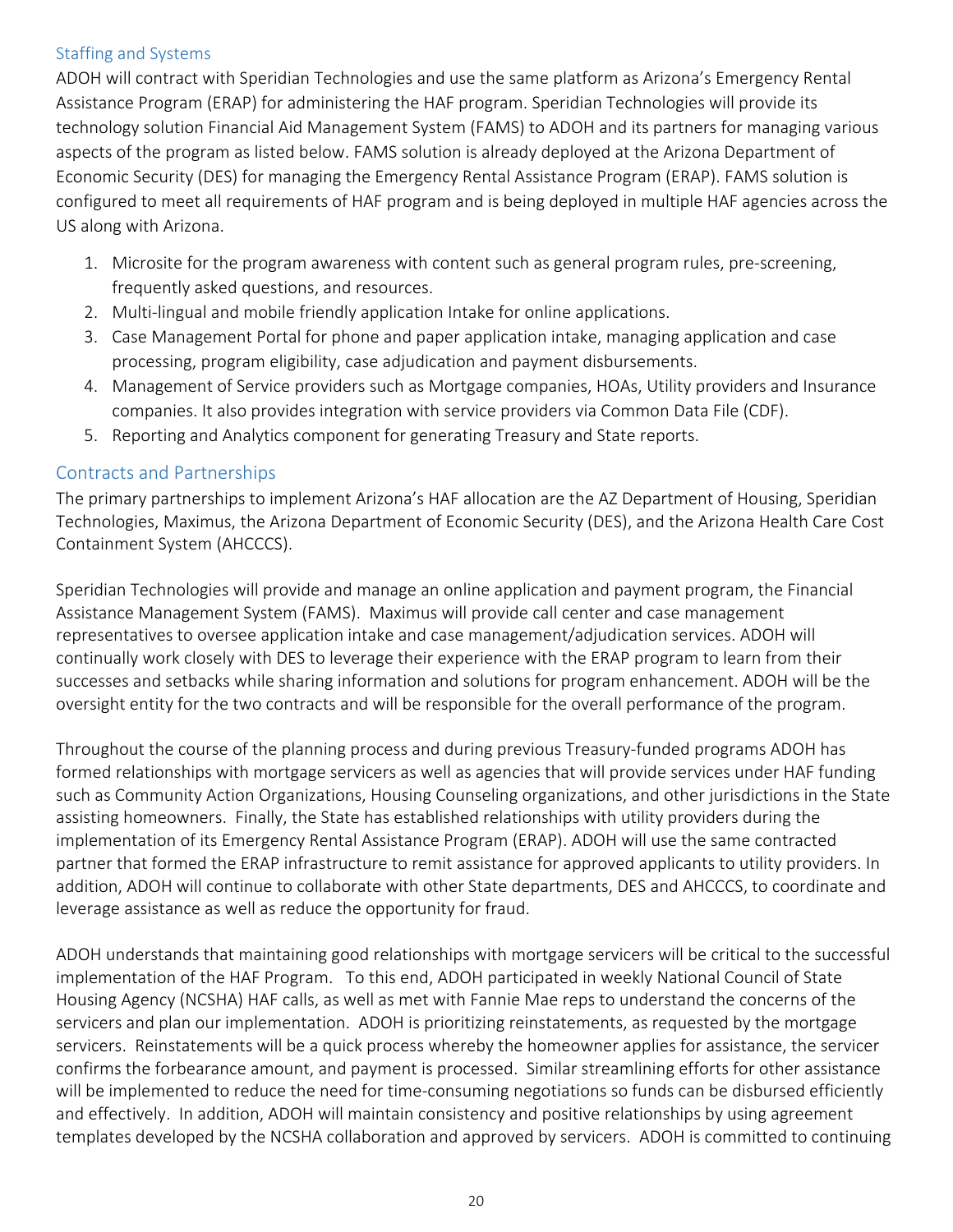## Staffing and Systems

ADOH will contract with Speridian Technologies and use the same platform as Arizona's Emergency Rental Assistance Program (ERAP) for administering the HAF program. Speridian Technologies will provide its technology solution Financial Aid Management System (FAMS) to ADOH and its partners for managing various aspects of the program as listed below. FAMS solution is already deployed at the Arizona Department of Economic Security (DES) for managing the Emergency Rental Assistance Program (ERAP). FAMS solution is configured to meet all requirements of HAF program and is being deployed in multiple HAF agencies across the US along with Arizona.

1. Microsite for the program awareness with content such as general program rules, pre-screening, frequently asked questions, and resources.
2. Multi-lingual and mobile friendly application Intake for online applications.
3. Case Management Portal for phone and paper application intake, managing application and case processing, program eligibility, case adjudication and payment disbursements.
4. Management of Service providers such as Mortgage companies, HOAs, Utility providers and Insurance companies. It also provides integration with service providers via Common Data File (CDF).
5. Reporting and Analytics component for generating Treasury and State reports.

## Contracts and Partnerships

The primary partnerships to implement Arizona's HAF allocation are the AZ Department of Housing, Speridian Technologies, Maximus, the Arizona Department of Economic Security (DES), and the Arizona Health Care Cost Containment System (AHCCCS).

Speridian Technologies will provide and manage an online application and payment program, the Financial Assistance Management System (FAMS). Maximus will provide call center and case management representatives to oversee application intake and case management/adjudication services. ADOH will continually work closely with DES to leverage their experience with the ERAP program to learn from their successes and setbacks while sharing information and solutions for program enhancement. ADOH will be the oversight entity for the two contracts and will be responsible for the overall performance of the program.

Throughout the course of the planning process and during previous Treasury-funded programs ADOH has formed relationships with mortgage servicers as well as agencies that will provide services under HAF funding such as Community Action Organizations, Housing Counseling organizations, and other jurisdictions in the State assisting homeowners. Finally, the State has established relationships with utility providers during the implementation of its Emergency Rental Assistance Program (ERAP). ADOH will use the same contracted partner that formed the ERAP infrastructure to remit assistance for approved applicants to utility providers. In addition, ADOH will continue to collaborate with other State departments, DES and AHCCCS, to coordinate and leverage assistance as well as reduce the opportunity for fraud.

ADOH understands that maintaining good relationships with mortgage servicers will be critical to the successful implementation of the HAF Program. To this end, ADOH participated in weekly National Council of State Housing Agency (NCSHA) HAF calls, as well as met with Fannie Mae reps to understand the concerns of the servicers and plan our implementation. ADOH is prioritizing reinstatements, as requested by the mortgage servicers. Reinstatements will be a quick process whereby the homeowner applies for assistance, the servicer confirms the forbearance amount, and payment is processed. Similar streamlining efforts for other assistance will be implemented to reduce the need for time-consuming negotiations so funds can be disbursed efficiently and effectively. In addition, ADOH will maintain consistency and positive relationships by using agreement templates developed by the NCSHA collaboration and approved by servicers. ADOH is committed to continuing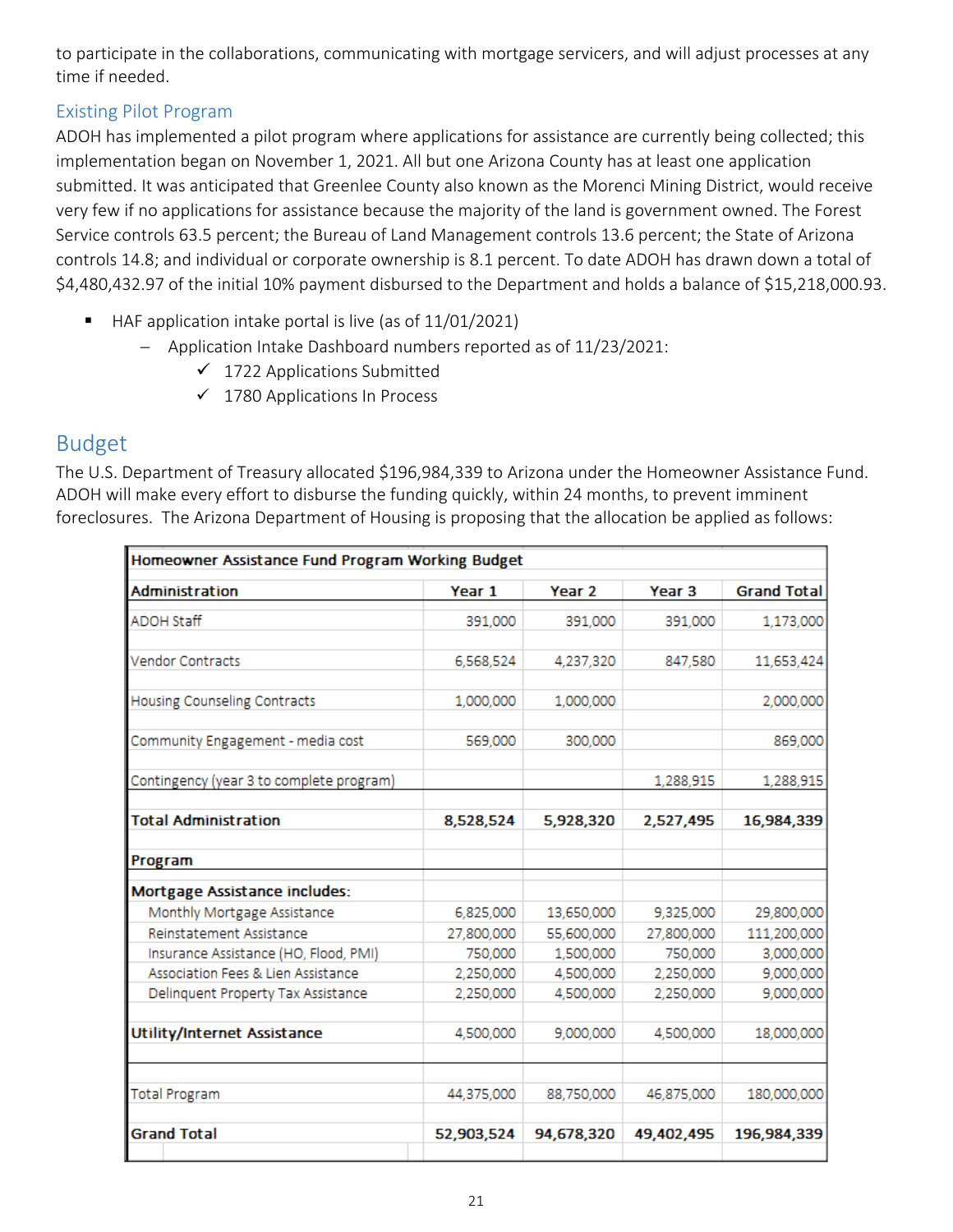to participate in the collaborations, communicating with mortgage servicers, and will adjust processes at any time if needed.

### Existing Pilot Program

ADOH has implemented a pilot program where applications for assistance are currently being collected; this implementation began on November 1, 2021. All but one Arizona County has at least one application submitted. It was anticipated that Greenlee County also known as the Morenci Mining District, would receive very few if no applications for assistance because the majority of the land is government owned. The Forest Service controls 63.5 percent; the Bureau of Land Management controls 13.6 percent; the State of Arizona controls 14.8; and individual or corporate ownership is 8.1 percent. To date ADOH has drawn down a total of $4,480,432.97 of the initial 10% payment disbursed to the Department and holds a balance of $15,218,000.93.

- HAF application intake portal is live (as of 11/01/2021)
  - Application Intake Dashboard numbers reported as of 11/23/2021:
    - ✓ 1722 Applications Submitted
    - ✓ 1780 Applications In Process

## Budget

The U.S. Department of Treasury allocated $196,984,339 to Arizona under the Homeowner Assistance Fund. ADOH will make every effort to disburse the funding quickly, within 24 months, to prevent imminent foreclosures. The Arizona Department of Housing is proposing that the allocation be applied as follows:

| **Homeowner Assistance Fund Program Working Budget** | | | | |
|---|---|---|---|---|
| **Administration** | **Year 1** | **Year 2** | **Year 3** | **Grand Total** |
| ADOH Staff | 391,000 | 391,000 | 391,000 | 1,173,000 |
| Vendor Contracts | 6,568,524 | 4,237,320 | 847,580 | 11,653,424 |
| Housing Counseling Contracts | 1,000,000 | 1,000,000 | | 2,000,000 |
| Community Engagement - media cost | 569,000 | 300,000 | | 869,000 |
| Contingency (year 3 to complete program) | | | 1,288,915 | 1,288,915 |
| **Total Administration** | **8,528,524** | **5,928,320** | **2,527,495** | **16,984,339** |
| **Program** | | | | |
| **Mortgage Assistance includes:** | | | | |
| Monthly Mortgage Assistance | 6,825,000 | 13,650,000 | 9,325,000 | 29,800,000 |
| Reinstatement Assistance | 27,800,000 | 55,600,000 | 27,800,000 | 111,200,000 |
| Insurance Assistance (HO, Flood, PMI) | 750,000 | 1,500,000 | 750,000 | 3,000,000 |
| Association Fees & Lien Assistance | 2,250,000 | 4,500,000 | 2,250,000 | 9,000,000 |
| Delinquent Property Tax Assistance | 2,250,000 | 4,500,000 | 2,250,000 | 9,000,000 |
| **Utility/Internet Assistance** | 4,500,000 | 9,000,000 | 4,500,000 | 18,000,000 |
| Total Program | 44,375,000 | 88,750,000 | 46,875,000 | 180,000,000 |
| **Grand Total** | **52,903,524** | **94,678,320** | **49,402,495** | **196,984,339** |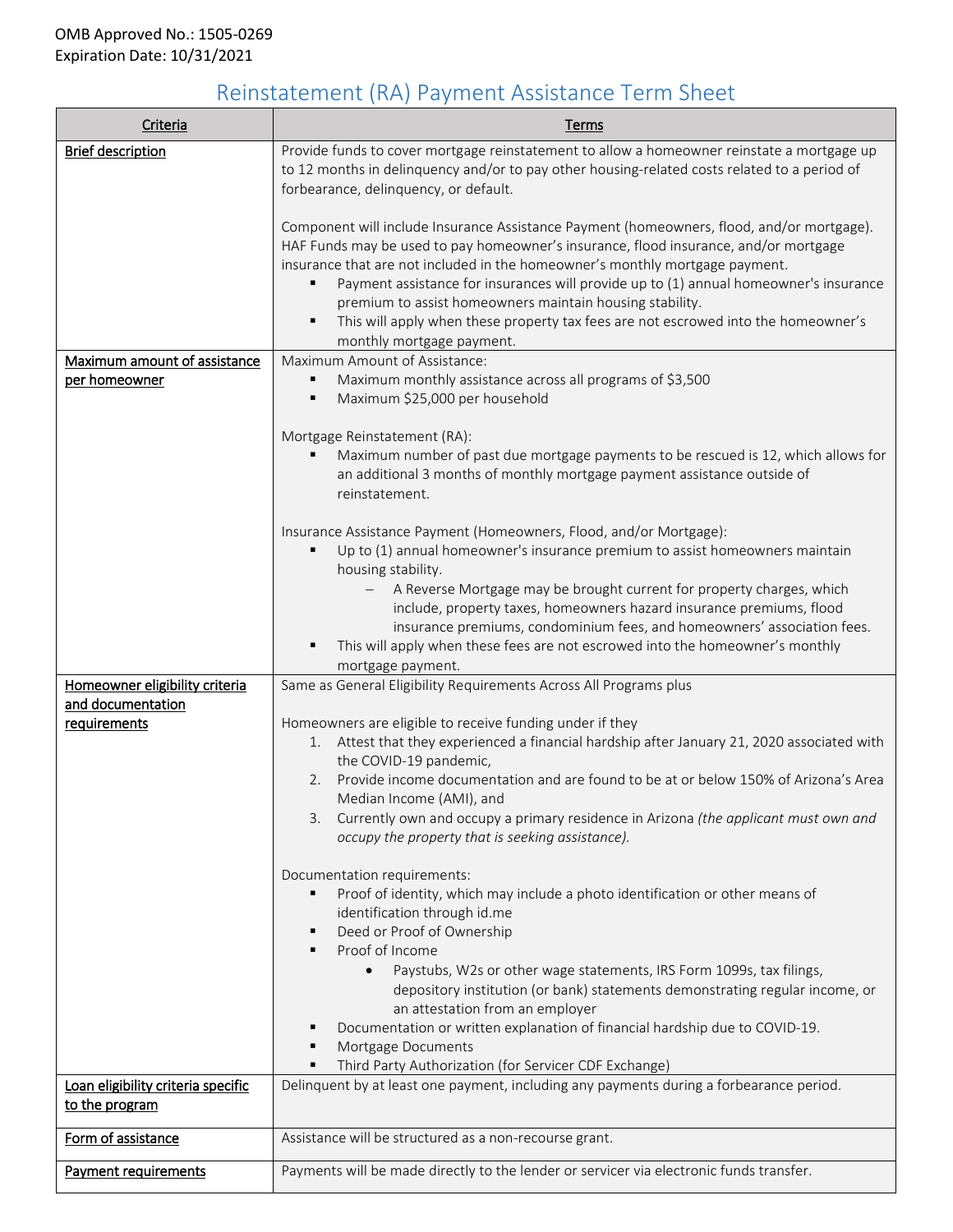OMB Approved No.: 1505-0269
Expiration Date: 10/31/2021

# Reinstatement (RA) Payment Assistance Term Sheet

| Criteria | Terms |
|---|---|
| Brief description | Provide funds to cover mortgage reinstatement to allow a homeowner reinstate a mortgage up to 12 months in delinquency and/or to pay other housing-related costs related to a period of forbearance, delinquency, or default.<br><br>Component will include Insurance Assistance Payment (homeowners, flood, and/or mortgage). HAF Funds may be used to pay homeowner's insurance, flood insurance, and/or mortgage insurance that are not included in the homeowner's monthly mortgage payment.<br>▪ Payment assistance for insurances will provide up to (1) annual homeowner's insurance premium to assist homeowners maintain housing stability.<br>▪ This will apply when these property tax fees are not escrowed into the homeowner's monthly mortgage payment. |
| Maximum amount of assistance per homeowner | Maximum Amount of Assistance:<br>▪ Maximum monthly assistance across all programs of $3,500<br>▪ Maximum $25,000 per household<br><br>Mortgage Reinstatement (RA):<br>▪ Maximum number of past due mortgage payments to be rescued is 12, which allows for an additional 3 months of monthly mortgage payment assistance outside of reinstatement.<br><br>Insurance Assistance Payment (Homeowners, Flood, and/or Mortgage):<br>▪ Up to (1) annual homeowner's insurance premium to assist homeowners maintain housing stability.<br>– A Reverse Mortgage may be brought current for property charges, which include, property taxes, homeowners hazard insurance premiums, flood insurance premiums, condominium fees, and homeowners' association fees.<br>▪ This will apply when these fees are not escrowed into the homeowner's monthly mortgage payment. |
| Homeowner eligibility criteria and documentation requirements | Same as General Eligibility Requirements Across All Programs plus<br><br>Homeowners are eligible to receive funding under if they<br>1. Attest that they experienced a financial hardship after January 21, 2020 associated with the COVID-19 pandemic,<br>2. Provide income documentation and are found to be at or below 150% of Arizona's Area Median Income (AMI), and<br>3. Currently own and occupy a primary residence in Arizona *(the applicant must own and occupy the property that is seeking assistance).*<br><br>Documentation requirements:<br>▪ Proof of identity, which may include a photo identification or other means of identification through id.me<br>▪ Deed or Proof of Ownership<br>▪ Proof of Income<br>• Paystubs, W2s or other wage statements, IRS Form 1099s, tax filings, depository institution (or bank) statements demonstrating regular income, or an attestation from an employer<br>▪ Documentation or written explanation of financial hardship due to COVID-19.<br>▪ Mortgage Documents<br>▪ Third Party Authorization (for Servicer CDF Exchange) |
| Loan eligibility criteria specific to the program | Delinquent by at least one payment, including any payments during a forbearance period. |
| Form of assistance | Assistance will be structured as a non-recourse grant. |
| Payment requirements | Payments will be made directly to the lender or servicer via electronic funds transfer. |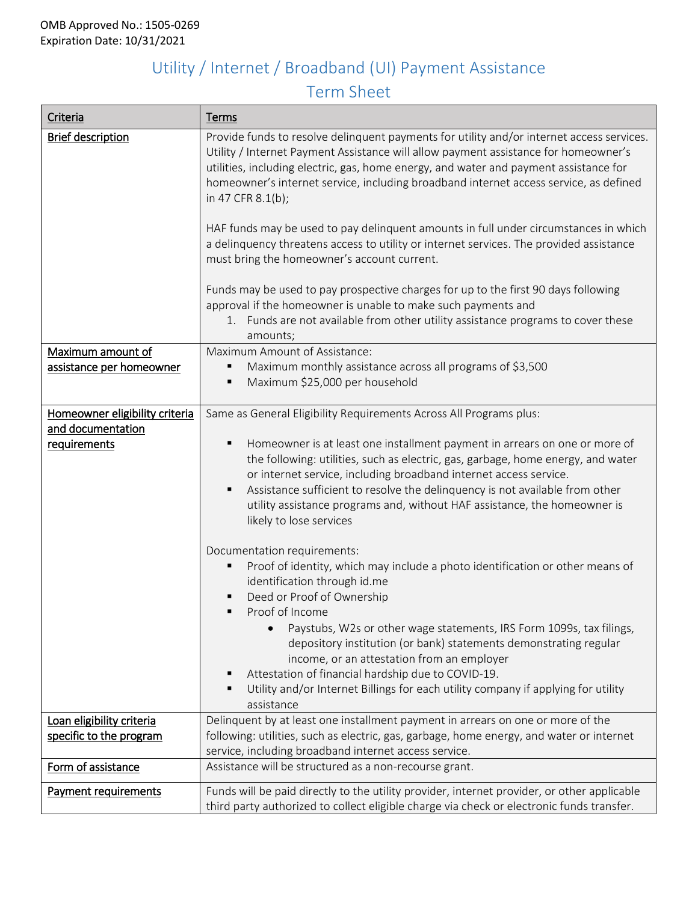OMB Approved No.: 1505-0269
Expiration Date: 10/31/2021

# Utility / Internet / Broadband (UI) Payment Assistance Term Sheet

| Criteria | Terms |
|---|---|
| Brief description | Provide funds to resolve delinquent payments for utility and/or internet access services. Utility / Internet Payment Assistance will allow payment assistance for homeowner's utilities, including electric, gas, home energy, and water and payment assistance for homeowner's internet service, including broadband internet access service, as defined in 47 CFR 8.1(b);<br><br>HAF funds may be used to pay delinquent amounts in full under circumstances in which a delinquency threatens access to utility or internet services. The provided assistance must bring the homeowner's account current.<br><br>Funds may be used to pay prospective charges for up to the first 90 days following approval if the homeowner is unable to make such payments and<br>1. Funds are not available from other utility assistance programs to cover these amounts; |
| Maximum amount of assistance per homeowner | Maximum Amount of Assistance:<br>▪ Maximum monthly assistance across all programs of $3,500<br>▪ Maximum $25,000 per household |
| Homeowner eligibility criteria and documentation requirements | Same as General Eligibility Requirements Across All Programs plus:<br><br>▪ Homeowner is at least one installment payment in arrears on one or more of the following: utilities, such as electric, gas, garbage, home energy, and water or internet service, including broadband internet access service.<br>▪ Assistance sufficient to resolve the delinquency is not available from other utility assistance programs and, without HAF assistance, the homeowner is likely to lose services<br><br>Documentation requirements:<br>▪ Proof of identity, which may include a photo identification or other means of identification through id.me<br>▪ Deed or Proof of Ownership<br>▪ Proof of Income<br>&nbsp;&nbsp;&nbsp;&nbsp;• Paystubs, W2s or other wage statements, IRS Form 1099s, tax filings, depository institution (or bank) statements demonstrating regular income, or an attestation from an employer<br>▪ Attestation of financial hardship due to COVID-19.<br>▪ Utility and/or Internet Billings for each utility company if applying for utility assistance |
| Loan eligibility criteria specific to the program | Delinquent by at least one installment payment in arrears on one or more of the following: utilities, such as electric, gas, garbage, home energy, and water or internet service, including broadband internet access service. |
| Form of assistance | Assistance will be structured as a non-recourse grant. |
| Payment requirements | Funds will be paid directly to the utility provider, internet provider, or other applicable third party authorized to collect eligible charge via check or electronic funds transfer. |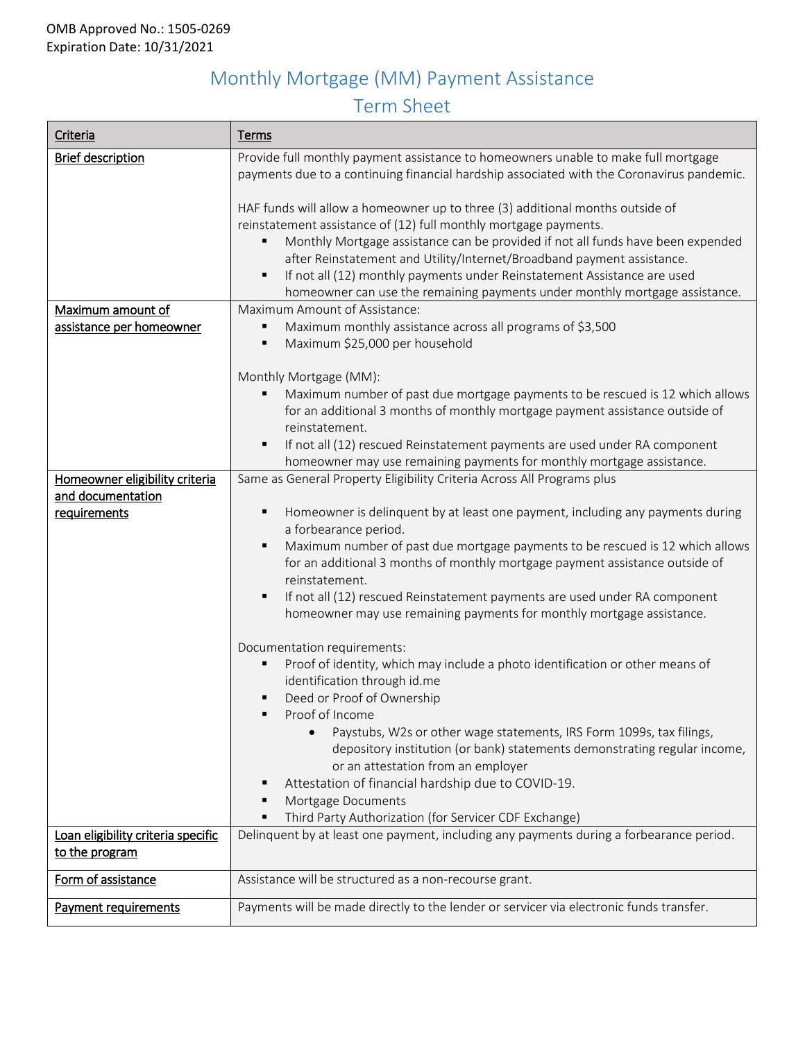OMB Approved No.: 1505-0269
Expiration Date: 10/31/2021

# Monthly Mortgage (MM) Payment Assistance
## Term Sheet

| Criteria | Terms |
|---|---|
| Brief description | Provide full monthly payment assistance to homeowners unable to make full mortgage payments due to a continuing financial hardship associated with the Coronavirus pandemic.<br><br>HAF funds will allow a homeowner up to three (3) additional months outside of reinstatement assistance of (12) full monthly mortgage payments.<br>▪ Monthly Mortgage assistance can be provided if not all funds have been expended after Reinstatement and Utility/Internet/Broadband payment assistance.<br>▪ If not all (12) monthly payments under Reinstatement Assistance are used homeowner can use the remaining payments under monthly mortgage assistance. |
| Maximum amount of assistance per homeowner | Maximum Amount of Assistance:<br>▪ Maximum monthly assistance across all programs of $3,500<br>▪ Maximum $25,000 per household<br><br>Monthly Mortgage (MM):<br>▪ Maximum number of past due mortgage payments to be rescued is 12 which allows for an additional 3 months of monthly mortgage payment assistance outside of reinstatement.<br>▪ If not all (12) rescued Reinstatement payments are used under RA component homeowner may use remaining payments for monthly mortgage assistance. |
| Homeowner eligibility criteria and documentation requirements | Same as General Property Eligibility Criteria Across All Programs plus<br><br>▪ Homeowner is delinquent by at least one payment, including any payments during a forbearance period.<br>▪ Maximum number of past due mortgage payments to be rescued is 12 which allows for an additional 3 months of monthly mortgage payment assistance outside of reinstatement.<br>▪ If not all (12) rescued Reinstatement payments are used under RA component homeowner may use remaining payments for monthly mortgage assistance.<br><br>Documentation requirements:<br>▪ Proof of identity, which may include a photo identification or other means of identification through id.me<br>▪ Deed or Proof of Ownership<br>▪ Proof of Income<br>  • Paystubs, W2s or other wage statements, IRS Form 1099s, tax filings, depository institution (or bank) statements demonstrating regular income, or an attestation from an employer<br>▪ Attestation of financial hardship due to COVID-19.<br>▪ Mortgage Documents<br>▪ Third Party Authorization (for Servicer CDF Exchange) |
| Loan eligibility criteria specific to the program | Delinquent by at least one payment, including any payments during a forbearance period. |
| Form of assistance | Assistance will be structured as a non-recourse grant. |
| Payment requirements | Payments will be made directly to the lender or servicer via electronic funds transfer. |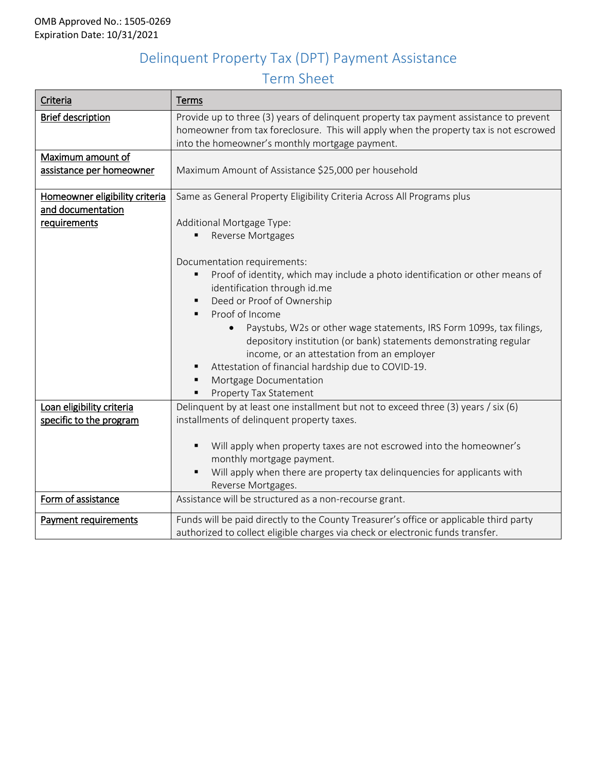OMB Approved No.: 1505-0269
Expiration Date: 10/31/2021

# Delinquent Property Tax (DPT) Payment Assistance Term Sheet

| Criteria | Terms |
|---|---|
| Brief description | Provide up to three (3) years of delinquent property tax payment assistance to prevent homeowner from tax foreclosure. This will apply when the property tax is not escrowed into the homeowner's monthly mortgage payment. |
| Maximum amount of assistance per homeowner | Maximum Amount of Assistance $25,000 per household |
| Homeowner eligibility criteria and documentation requirements | Same as General Property Eligibility Criteria Across All Programs plus<br><br>Additional Mortgage Type:<br>▪ Reverse Mortgages<br><br>Documentation requirements:<br>▪ Proof of identity, which may include a photo identification or other means of identification through id.me<br>▪ Deed or Proof of Ownership<br>▪ Proof of Income<br>&nbsp;&nbsp;&nbsp;&nbsp;• Paystubs, W2s or other wage statements, IRS Form 1099s, tax filings, depository institution (or bank) statements demonstrating regular income, or an attestation from an employer<br>▪ Attestation of financial hardship due to COVID-19.<br>▪ Mortgage Documentation<br>▪ Property Tax Statement |
| Loan eligibility criteria specific to the program | Delinquent by at least one installment but not to exceed three (3) years / six (6) installments of delinquent property taxes.<br><br>▪ Will apply when property taxes are not escrowed into the homeowner's monthly mortgage payment.<br>▪ Will apply when there are property tax delinquencies for applicants with Reverse Mortgages. |
| Form of assistance | Assistance will be structured as a non-recourse grant. |
| Payment requirements | Funds will be paid directly to the County Treasurer's office or applicable third party authorized to collect eligible charges via check or electronic funds transfer. |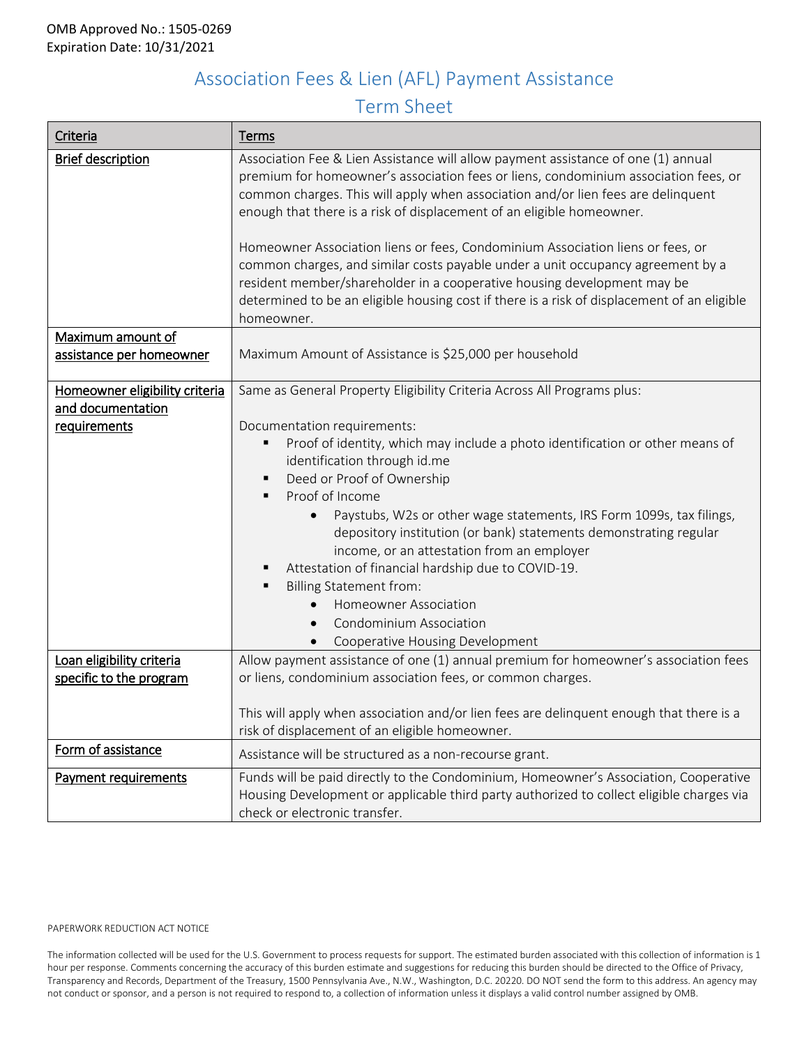OMB Approved No.: 1505-0269
Expiration Date: 10/31/2021

# Association Fees & Lien (AFL) Payment Assistance

## Term Sheet

| Criteria | Terms |
|---|---|
| Brief description | Association Fee & Lien Assistance will allow payment assistance of one (1) annual premium for homeowner's association fees or liens, condominium association fees, or common charges. This will apply when association and/or lien fees are delinquent enough that there is a risk of displacement of an eligible homeowner.<br><br>Homeowner Association liens or fees, Condominium Association liens or fees, or common charges, and similar costs payable under a unit occupancy agreement by a resident member/shareholder in a cooperative housing development may be determined to be an eligible housing cost if there is a risk of displacement of an eligible homeowner. |
| Maximum amount of assistance per homeowner | Maximum Amount of Assistance is $25,000 per household |
| Homeowner eligibility criteria and documentation requirements | Same as General Property Eligibility Criteria Across All Programs plus:<br><br>Documentation requirements:<br>▪ Proof of identity, which may include a photo identification or other means of identification through id.me<br>▪ Deed or Proof of Ownership<br>▪ Proof of Income<br>&nbsp;&nbsp;• Paystubs, W2s or other wage statements, IRS Form 1099s, tax filings, depository institution (or bank) statements demonstrating regular income, or an attestation from an employer<br>▪ Attestation of financial hardship due to COVID-19.<br>▪ Billing Statement from:<br>&nbsp;&nbsp;• Homeowner Association<br>&nbsp;&nbsp;• Condominium Association<br>&nbsp;&nbsp;• Cooperative Housing Development |
| Loan eligibility criteria specific to the program | Allow payment assistance of one (1) annual premium for homeowner's association fees or liens, condominium association fees, or common charges.<br><br>This will apply when association and/or lien fees are delinquent enough that there is a risk of displacement of an eligible homeowner. |
| Form of assistance | Assistance will be structured as a non-recourse grant. |
| Payment requirements | Funds will be paid directly to the Condominium, Homeowner's Association, Cooperative Housing Development or applicable third party authorized to collect eligible charges via check or electronic transfer. |

PAPERWORK REDUCTION ACT NOTICE

The information collected will be used for the U.S. Government to process requests for support. The estimated burden associated with this collection of information is 1 hour per response. Comments concerning the accuracy of this burden estimate and suggestions for reducing this burden should be directed to the Office of Privacy, Transparency and Records, Department of the Treasury, 1500 Pennsylvania Ave., N.W., Washington, D.C. 20220. DO NOT send the form to this address. An agency may not conduct or sponsor, and a person is not required to respond to, a collection of information unless it displays a valid control number assigned by OMB.